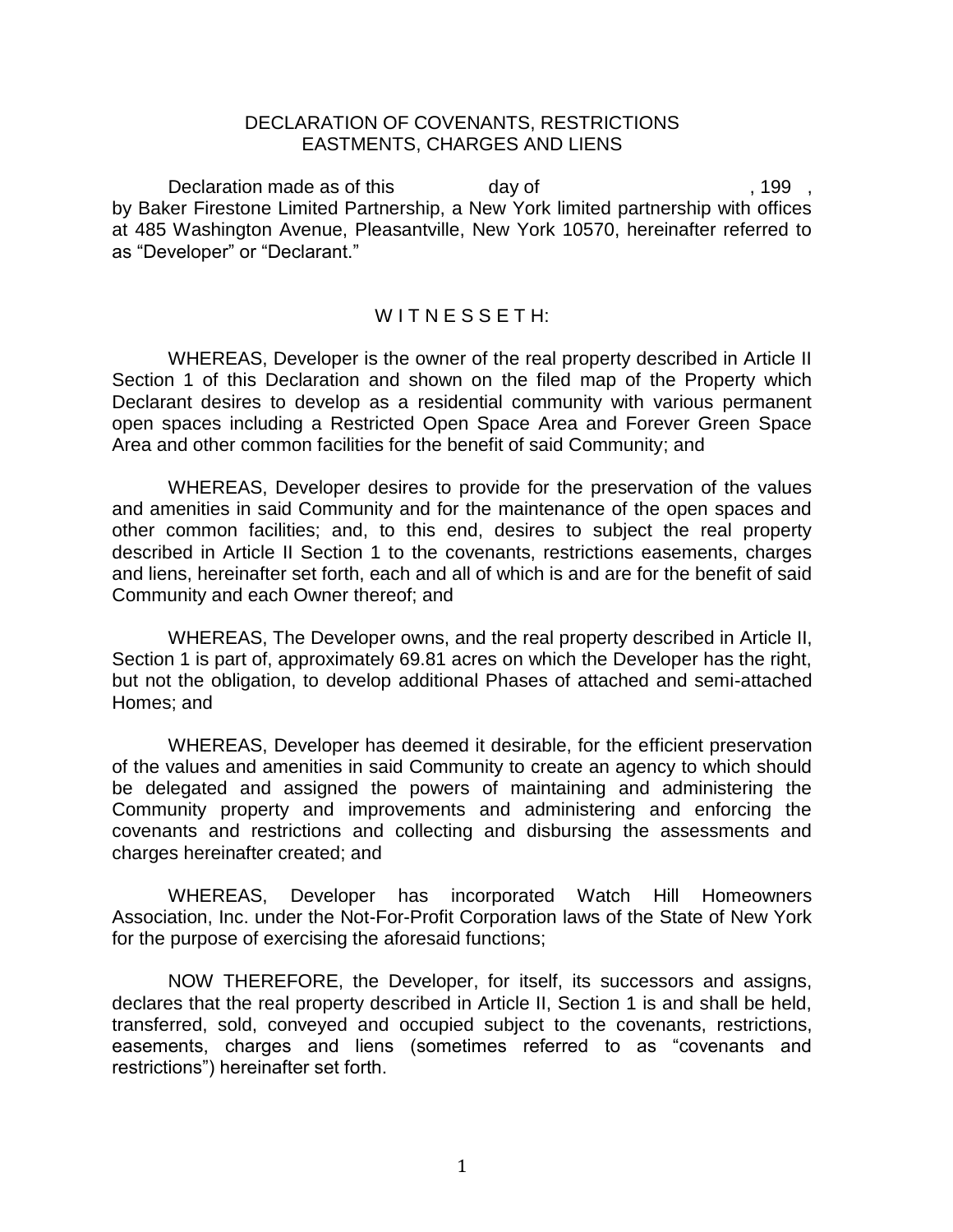# DECLARATION OF COVENANTS, RESTRICTIONS EASTMENTS, CHARGES AND LIENS

Declaration made as of this day of , 199 , by Baker Firestone Limited Partnership, a New York limited partnership with offices at 485 Washington Avenue, Pleasantville, New York 10570, hereinafter referred to as "Developer" or "Declarant."

## W I T N E S S E T H:

WHEREAS, Developer is the owner of the real property described in Article II Section 1 of this Declaration and shown on the filed map of the Property which Declarant desires to develop as a residential community with various permanent open spaces including a Restricted Open Space Area and Forever Green Space Area and other common facilities for the benefit of said Community; and

WHEREAS, Developer desires to provide for the preservation of the values and amenities in said Community and for the maintenance of the open spaces and other common facilities; and, to this end, desires to subject the real property described in Article II Section 1 to the covenants, restrictions easements, charges and liens, hereinafter set forth, each and all of which is and are for the benefit of said Community and each Owner thereof; and

WHEREAS, The Developer owns, and the real property described in Article II, Section 1 is part of, approximately 69.81 acres on which the Developer has the right, but not the obligation, to develop additional Phases of attached and semi-attached Homes; and

WHEREAS, Developer has deemed it desirable, for the efficient preservation of the values and amenities in said Community to create an agency to which should be delegated and assigned the powers of maintaining and administering the Community property and improvements and administering and enforcing the covenants and restrictions and collecting and disbursing the assessments and charges hereinafter created; and

WHEREAS, Developer has incorporated Watch Hill Homeowners Association, Inc. under the Not-For-Profit Corporation laws of the State of New York for the purpose of exercising the aforesaid functions;

NOW THEREFORE, the Developer, for itself, its successors and assigns, declares that the real property described in Article II, Section 1 is and shall be held, transferred, sold, conveyed and occupied subject to the covenants, restrictions, easements, charges and liens (sometimes referred to as "covenants and restrictions") hereinafter set forth.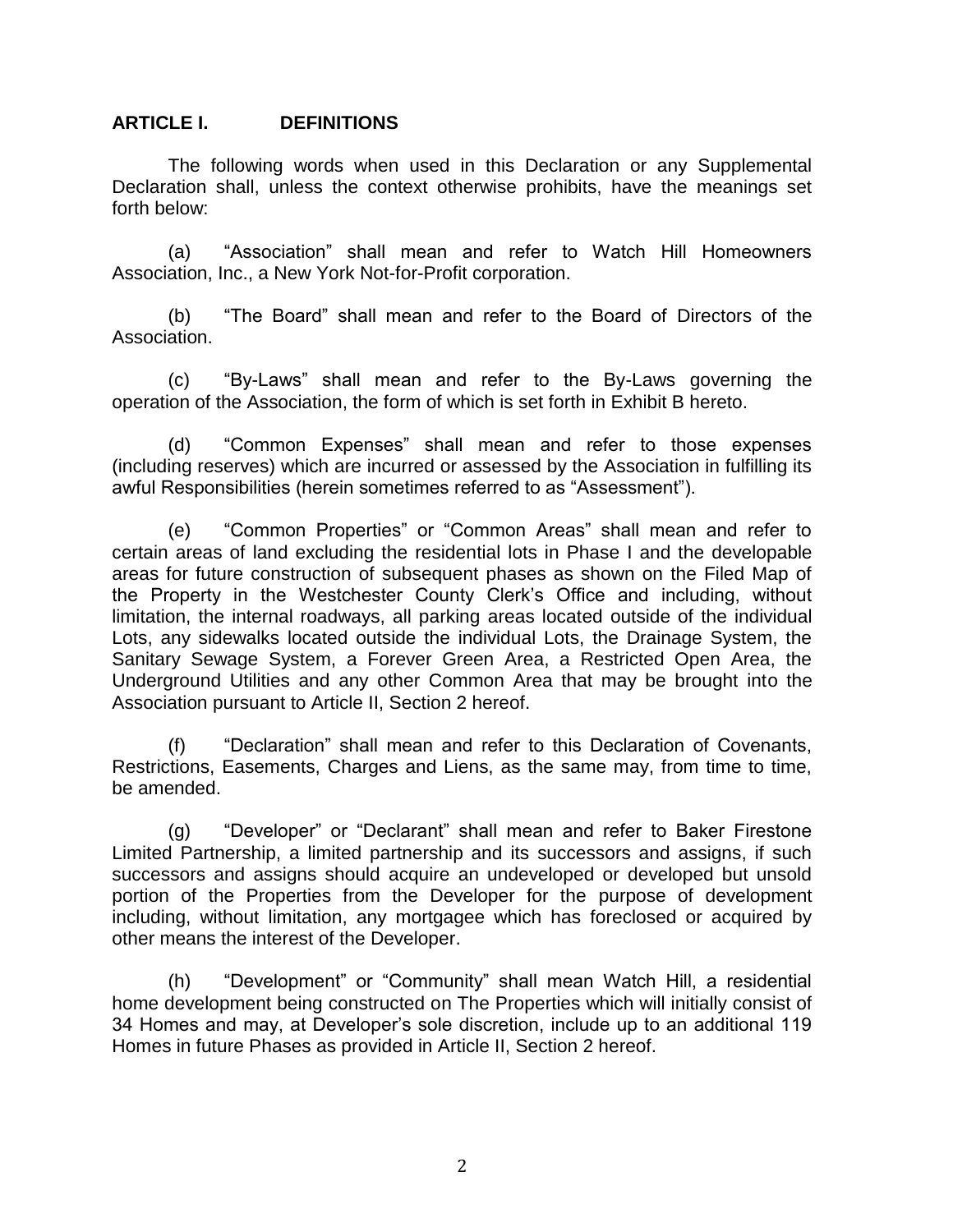## ARTICLE I. DEFINITIONS

The following words when used in this Declaration or any Supplemental Declaration shall, unless the context otherwise prohibits, have the meanings set forth below:

(a) "Association" shall mean and refer to Watch Hill Homeowners Association, Inc., a New York Not-for-Profit corporation.

(b) "The Board" shall mean and refer to the Board of Directors of the Association.

(c) "By-Laws" shall mean and refer to the By-Laws governing the operation of the Association, the form of which is set forth in Exhibit B hereto.

(d) "Common Expenses" shall mean and refer to those expenses (including reserves) which are incurred or assessed by the Association in fulfilling its awful Responsibilities (herein sometimes referred to as "Assessment").

(e) "Common Properties" or "Common Areas" shall mean and refer to certain areas of land excluding the residential lots in Phase I and the developable areas for future construction of subsequent phases as shown on the Filed Map of the Property in the Westchester County Clerk's Office and including, without limitation, the internal roadways, all parking areas located outside of the individual Lots, any sidewalks located outside the individual Lots, the Drainage System, the Sanitary Sewage System, a Forever Green Area, a Restricted Open Area, the Underground Utilities and any other Common Area that may be brought into the Association pursuant to Article II, Section 2 hereof.

(f) "Declaration" shall mean and refer to this Declaration of Covenants, Restrictions, Easements, Charges and Liens, as the same may, from time to time, be amended.

(g) "Developer" or "Declarant" shall mean and refer to Baker Firestone Limited Partnership, a limited partnership and its successors and assigns, if such successors and assigns should acquire an undeveloped or developed but unsold portion of the Properties from the Developer for the purpose of development including, without limitation, any mortgagee which has foreclosed or acquired by other means the interest of the Developer.

(h) "Development" or "Community" shall mean Watch Hill, a residential home development being constructed on The Properties which will initially consist of 34 Homes and may, at Developer's sole discretion, include up to an additional 119 Homes in future Phases as provided in Article II, Section 2 hereof.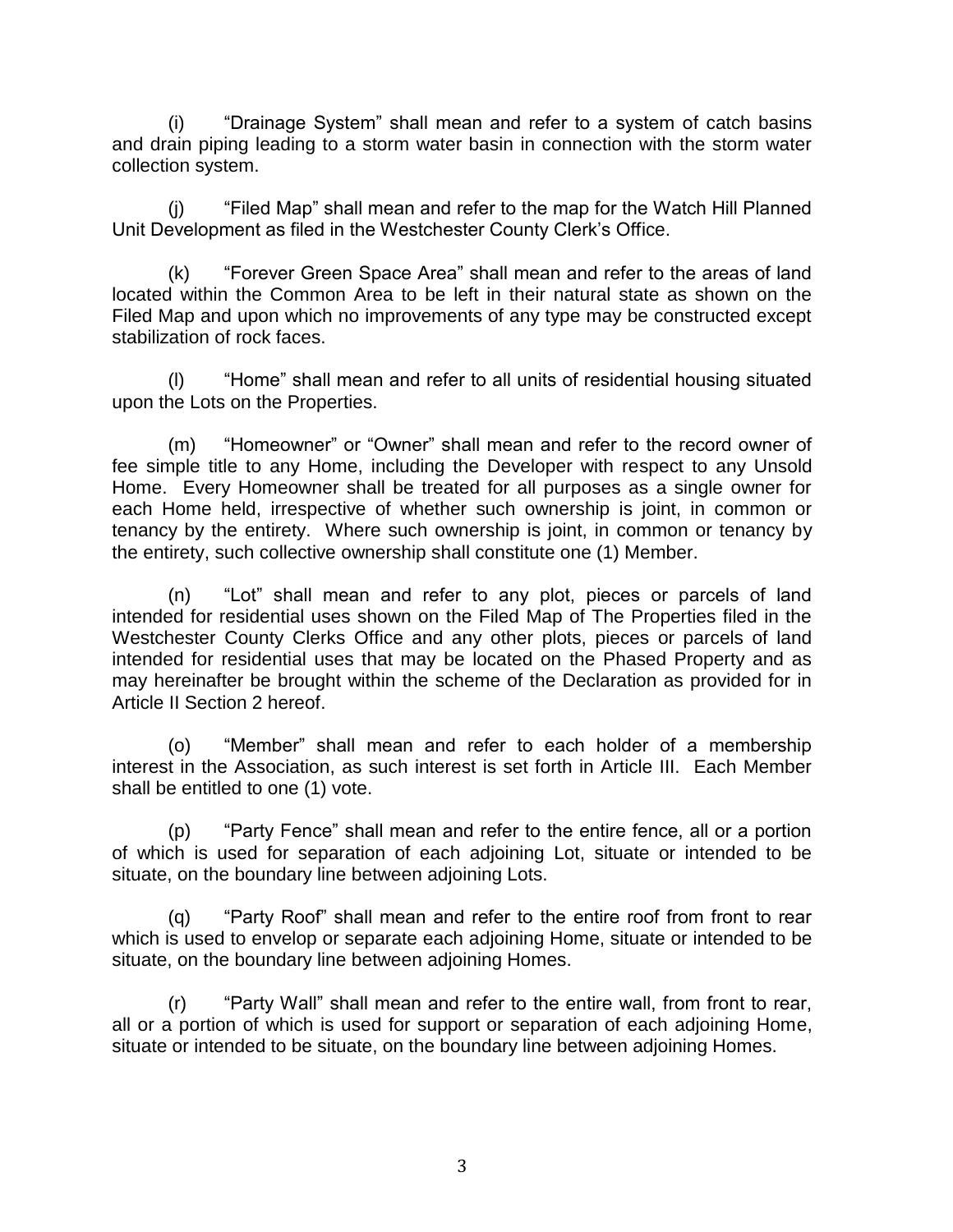(i) "Drainage System" shall mean and refer to a system of catch basins and drain piping leading to a storm water basin in connection with the storm water collection system.

(j) "Filed Map" shall mean and refer to the map for the Watch Hill Planned Unit Development as filed in the Westchester County Clerk's Office.

(k) "Forever Green Space Area" shall mean and refer to the areas of land located within the Common Area to be left in their natural state as shown on the Filed Map and upon which no improvements of any type may be constructed except stabilization of rock faces.

(l) "Home" shall mean and refer to all units of residential housing situated upon the Lots on the Properties.

(m) "Homeowner" or "Owner" shall mean and refer to the record owner of fee simple title to any Home, including the Developer with respect to any Unsold Home. Every Homeowner shall be treated for all purposes as a single owner for each Home held, irrespective of whether such ownership is joint, in common or tenancy by the entirety. Where such ownership is joint, in common or tenancy by the entirety, such collective ownership shall constitute one (1) Member.

(n) "Lot" shall mean and refer to any plot, pieces or parcels of land intended for residential uses shown on the Filed Map of The Properties filed in the Westchester County Clerks Office and any other plots, pieces or parcels of land intended for residential uses that may be located on the Phased Property and as may hereinafter be brought within the scheme of the Declaration as provided for in Article II Section 2 hereof.

(o) "Member" shall mean and refer to each holder of a membership interest in the Association, as such interest is set forth in Article III. Each Member shall be entitled to one (1) vote.

(p) "Party Fence" shall mean and refer to the entire fence, all or a portion of which is used for separation of each adjoining Lot, situate or intended to be situate, on the boundary line between adjoining Lots.

(q) "Party Roof" shall mean and refer to the entire roof from front to rear which is used to envelop or separate each adjoining Home, situate or intended to be situate, on the boundary line between adjoining Homes.

(r) "Party Wall" shall mean and refer to the entire wall, from front to rear, all or a portion of which is used for support or separation of each adjoining Home, situate or intended to be situate, on the boundary line between adjoining Homes.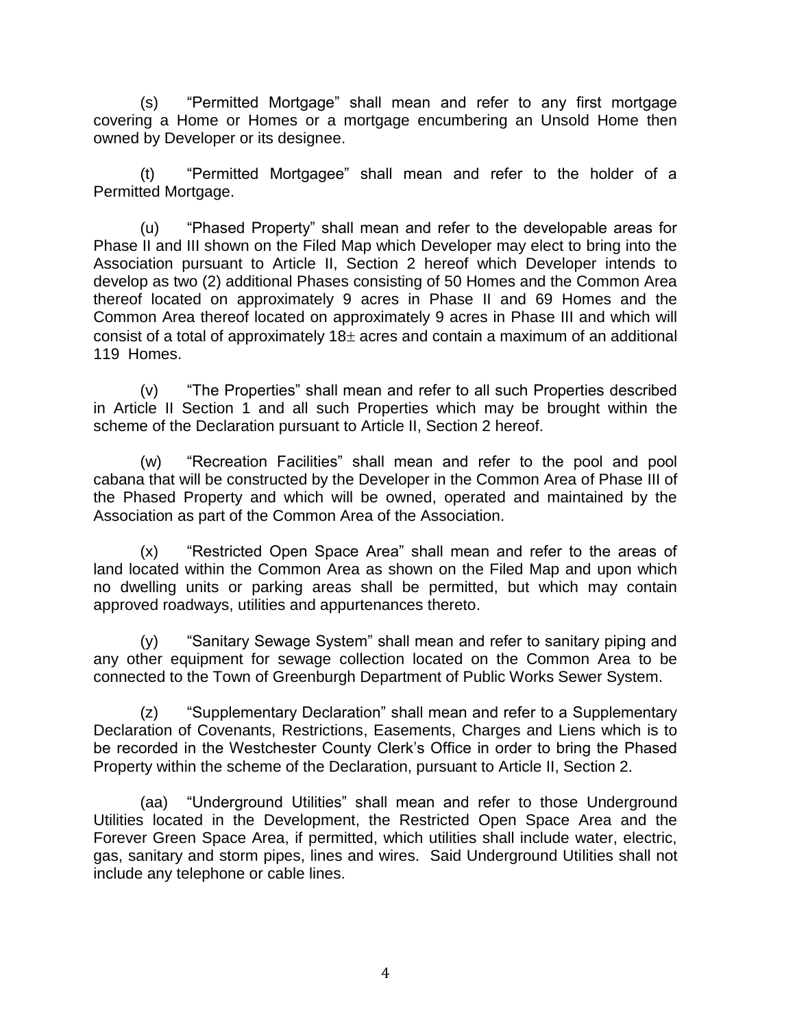(s) "Permitted Mortgage" shall mean and refer to any first mortgage covering a Home or Homes or a mortgage encumbering an Unsold Home then owned by Developer or its designee.

(t) "Permitted Mortgagee" shall mean and refer to the holder of a Permitted Mortgage.

(u) "Phased Property" shall mean and refer to the developable areas for Phase II and III shown on the Filed Map which Developer may elect to bring into the Association pursuant to Article II, Section 2 hereof which Developer intends to develop as two (2) additional Phases consisting of 50 Homes and the Common Area thereof located on approximately 9 acres in Phase II and 69 Homes and the Common Area thereof located on approximately 9 acres in Phase III and which will consist of a total of approximately 18± acres and contain a maximum of an additional 119 Homes.

(v) "The Properties" shall mean and refer to all such Properties described in Article II Section 1 and all such Properties which may be brought within the scheme of the Declaration pursuant to Article II, Section 2 hereof.

(w) "Recreation Facilities" shall mean and refer to the pool and pool cabana that will be constructed by the Developer in the Common Area of Phase III of the Phased Property and which will be owned, operated and maintained by the Association as part of the Common Area of the Association.

(x) "Restricted Open Space Area" shall mean and refer to the areas of land located within the Common Area as shown on the Filed Map and upon which no dwelling units or parking areas shall be permitted, but which may contain approved roadways, utilities and appurtenances thereto.

(y) "Sanitary Sewage System" shall mean and refer to sanitary piping and any other equipment for sewage collection located on the Common Area to be connected to the Town of Greenburgh Department of Public Works Sewer System.

(z) "Supplementary Declaration" shall mean and refer to a Supplementary Declaration of Covenants, Restrictions, Easements, Charges and Liens which is to be recorded in the Westchester County Clerk's Office in order to bring the Phased Property within the scheme of the Declaration, pursuant to Article II, Section 2.

(aa) "Underground Utilities" shall mean and refer to those Underground Utilities located in the Development, the Restricted Open Space Area and the Forever Green Space Area, if permitted, which utilities shall include water, electric, gas, sanitary and storm pipes, lines and wires. Said Underground Utilities shall not include any telephone or cable lines.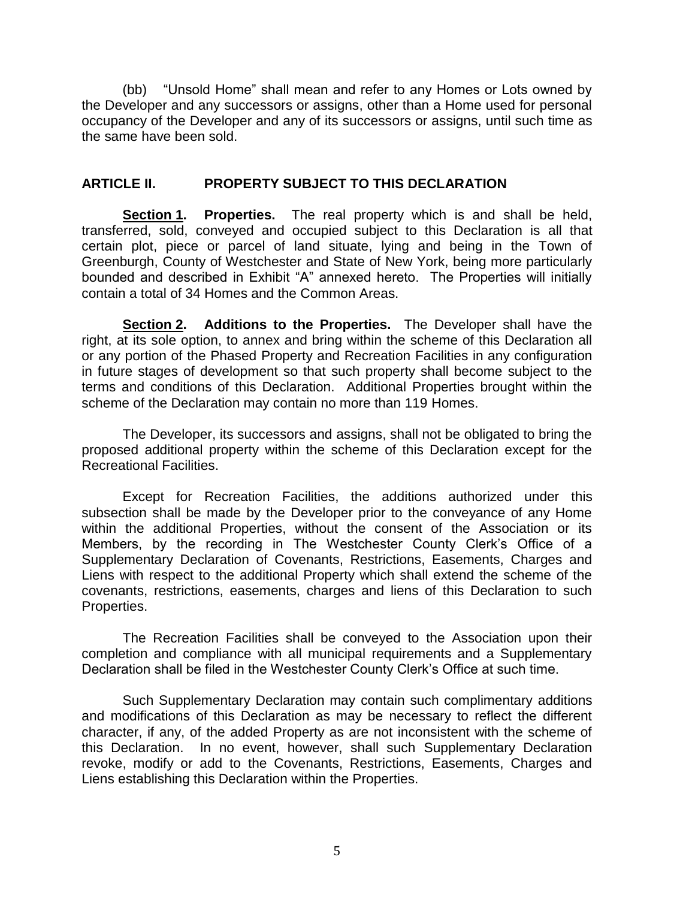(bb) "Unsold Home" shall mean and refer to any Homes or Lots owned by the Developer and any successors or assigns, other than a Home used for personal occupancy of the Developer and any of its successors or assigns, until such time as the same have been sold.

## ARTICLE II. PROPERTY SUBJECT TO THIS DECLARATION

**Section 1. Properties.** The real property which is and shall be held, transferred, sold, conveyed and occupied subject to this Declaration is all that certain plot, piece or parcel of land situate, lying and being in the Town of Greenburgh, County of Westchester and State of New York, being more particularly bounded and described in Exhibit "A" annexed hereto. The Properties will initially contain a total of 34 Homes and the Common Areas.

**Section 2. Additions to the Properties.** The Developer shall have the right, at its sole option, to annex and bring within the scheme of this Declaration all or any portion of the Phased Property and Recreation Facilities in any configuration in future stages of development so that such property shall become subject to the terms and conditions of this Declaration. Additional Properties brought within the scheme of the Declaration may contain no more than 119 Homes.

The Developer, its successors and assigns, shall not be obligated to bring the proposed additional property within the scheme of this Declaration except for the Recreational Facilities.

Except for Recreation Facilities, the additions authorized under this subsection shall be made by the Developer prior to the conveyance of any Home within the additional Properties, without the consent of the Association or its Members, by the recording in The Westchester County Clerk's Office of a Supplementary Declaration of Covenants, Restrictions, Easements, Charges and Liens with respect to the additional Property which shall extend the scheme of the covenants, restrictions, easements, charges and liens of this Declaration to such Properties.

The Recreation Facilities shall be conveyed to the Association upon their completion and compliance with all municipal requirements and a Supplementary Declaration shall be filed in the Westchester County Clerk's Office at such time.

Such Supplementary Declaration may contain such complimentary additions and modifications of this Declaration as may be necessary to reflect the different character, if any, of the added Property as are not inconsistent with the scheme of this Declaration. In no event, however, shall such Supplementary Declaration revoke, modify or add to the Covenants, Restrictions, Easements, Charges and Liens establishing this Declaration within the Properties.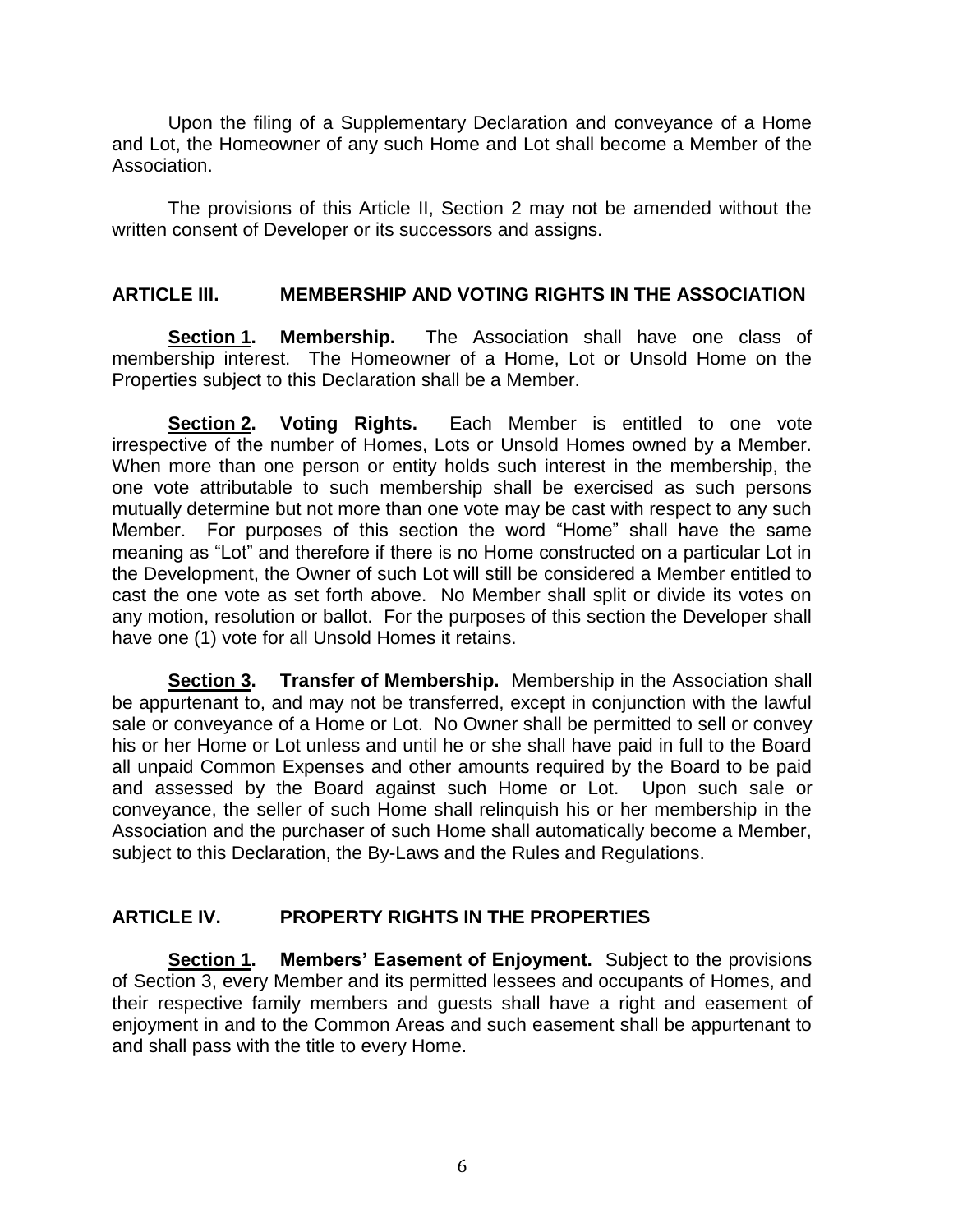Upon the filing of a Supplementary Declaration and conveyance of a Home and Lot, the Homeowner of any such Home and Lot shall become a Member of the Association.

The provisions of this Article II, Section 2 may not be amended without the written consent of Developer or its successors and assigns.

## ARTICLE III. MEMBERSHIP AND VOTING RIGHTS IN THE ASSOCIATION

**Section 1. Membership.** The Association shall have one class of membership interest. The Homeowner of a Home, Lot or Unsold Home on the Properties subject to this Declaration shall be a Member.

**Section 2. Voting Rights.** Each Member is entitled to one vote irrespective of the number of Homes, Lots or Unsold Homes owned by a Member. When more than one person or entity holds such interest in the membership, the one vote attributable to such membership shall be exercised as such persons mutually determine but not more than one vote may be cast with respect to any such Member. For purposes of this section the word "Home" shall have the same meaning as "Lot" and therefore if there is no Home constructed on a particular Lot in the Development, the Owner of such Lot will still be considered a Member entitled to cast the one vote as set forth above. No Member shall split or divide its votes on any motion, resolution or ballot. For the purposes of this section the Developer shall have one (1) vote for all Unsold Homes it retains.

**Section 3. Transfer of Membership.** Membership in the Association shall be appurtenant to, and may not be transferred, except in conjunction with the lawful sale or conveyance of a Home or Lot. No Owner shall be permitted to sell or convey his or her Home or Lot unless and until he or she shall have paid in full to the Board all unpaid Common Expenses and other amounts required by the Board to be paid and assessed by the Board against such Home or Lot. Upon such sale or conveyance, the seller of such Home shall relinquish his or her membership in the Association and the purchaser of such Home shall automatically become a Member, subject to this Declaration, the By-Laws and the Rules and Regulations.

## ARTICLE IV. PROPERTY RIGHTS IN THE PROPERTIES

**Section 1. Members' Easement of Enjoyment.** Subject to the provisions of Section 3, every Member and its permitted lessees and occupants of Homes, and their respective family members and guests shall have a right and easement of enjoyment in and to the Common Areas and such easement shall be appurtenant to and shall pass with the title to every Home.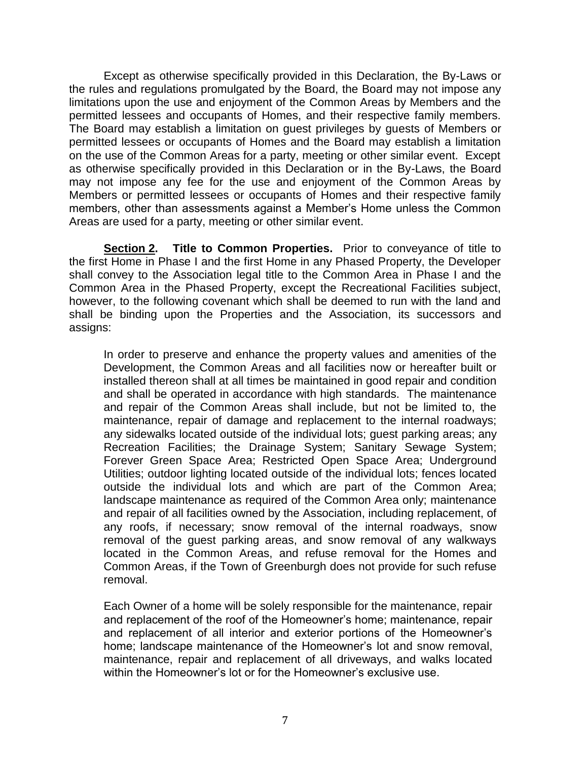Except as otherwise specifically provided in this Declaration, the By-Laws or the rules and regulations promulgated by the Board, the Board may not impose any limitations upon the use and enjoyment of the Common Areas by Members and the permitted lessees and occupants of Homes, and their respective family members. The Board may establish a limitation on guest privileges by guests of Members or permitted lessees or occupants of Homes and the Board may establish a limitation on the use of the Common Areas for a party, meeting or other similar event. Except as otherwise specifically provided in this Declaration or in the By-Laws, the Board may not impose any fee for the use and enjoyment of the Common Areas by Members or permitted lessees or occupants of Homes and their respective family members, other than assessments against a Member's Home unless the Common Areas are used for a party, meeting or other similar event.

**<u>Section 2</u>. Title to Common Properties.** Prior to conveyance of title to the first Home in Phase I and the first Home in any Phased Property, the Developer shall convey to the Association legal title to the Common Area in Phase I and the Common Area in the Phased Property, except the Recreational Facilities subject, however, to the following covenant which shall be deemed to run with the land and shall be binding upon the Properties and the Association, its successors and assigns:

> In order to preserve and enhance the property values and amenities of the Development, the Common Areas and all facilities now or hereafter built or installed thereon shall at all times be maintained in good repair and condition and shall be operated in accordance with high standards. The maintenance and repair of the Common Areas shall include, but not be limited to, the maintenance, repair of damage and replacement to the internal roadways; any sidewalks located outside of the individual lots; guest parking areas; any Recreation Facilities; the Drainage System; Sanitary Sewage System; Forever Green Space Area; Restricted Open Space Area; Underground Utilities; outdoor lighting located outside of the individual lots; fences located outside the individual lots and which are part of the Common Area; landscape maintenance as required of the Common Area only; maintenance and repair of all facilities owned by the Association, including replacement, of any roofs, if necessary; snow removal of the internal roadways, snow removal of the guest parking areas, and snow removal of any walkways located in the Common Areas, and refuse removal for the Homes and Common Areas, if the Town of Greenburgh does not provide for such refuse removal.
>
> Each Owner of a home will be solely responsible for the maintenance, repair and replacement of the roof of the Homeowner's home; maintenance, repair and replacement of all interior and exterior portions of the Homeowner's home; landscape maintenance of the Homeowner's lot and snow removal, maintenance, repair and replacement of all driveways, and walks located within the Homeowner's lot or for the Homeowner's exclusive use.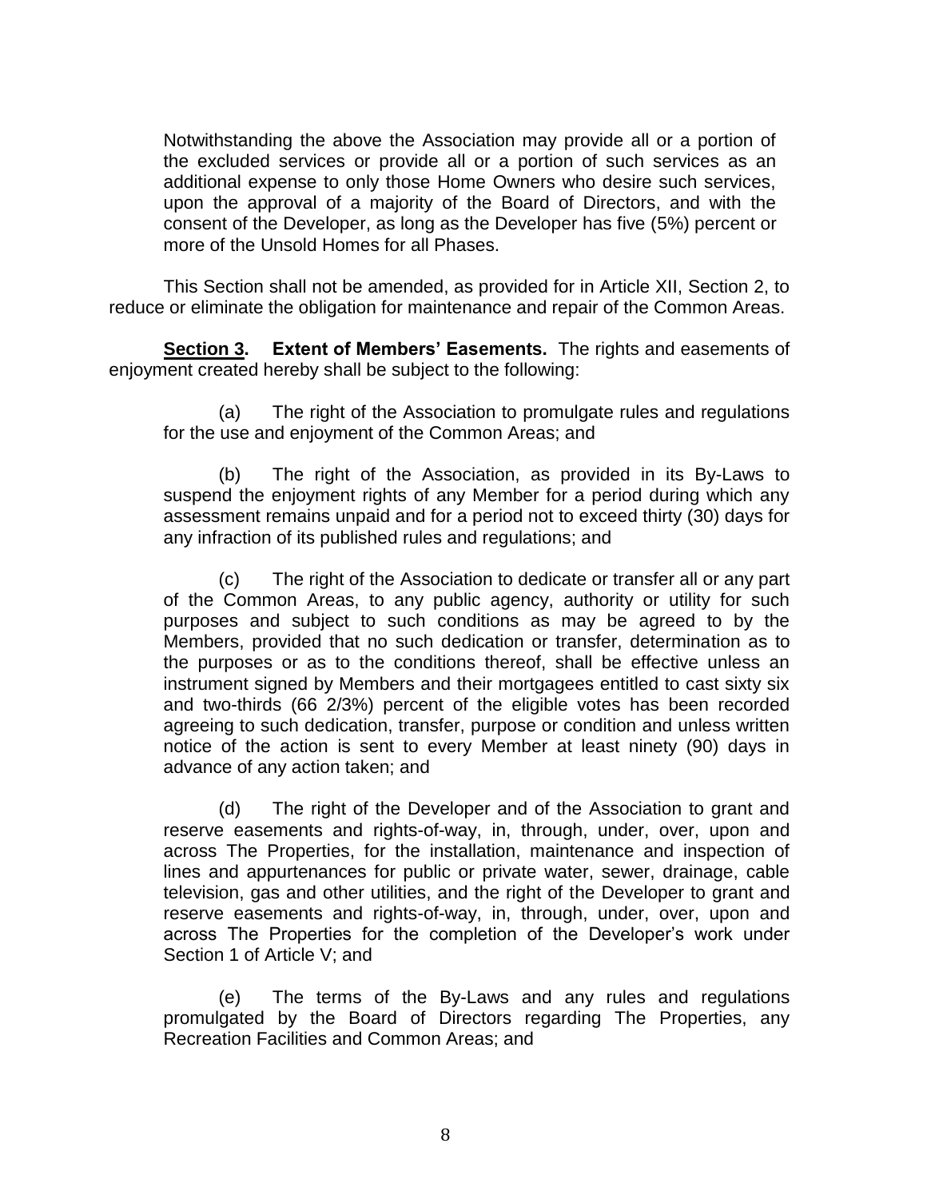Notwithstanding the above the Association may provide all or a portion of the excluded services or provide all or a portion of such services as an additional expense to only those Home Owners who desire such services, upon the approval of a majority of the Board of Directors, and with the consent of the Developer, as long as the Developer has five (5%) percent or more of the Unsold Homes for all Phases.

This Section shall not be amended, as provided for in Article XII, Section 2, to reduce or eliminate the obligation for maintenance and repair of the Common Areas.

**Section 3. Extent of Members' Easements.** The rights and easements of enjoyment created hereby shall be subject to the following:

(a) The right of the Association to promulgate rules and regulations for the use and enjoyment of the Common Areas; and

(b) The right of the Association, as provided in its By-Laws to suspend the enjoyment rights of any Member for a period during which any assessment remains unpaid and for a period not to exceed thirty (30) days for any infraction of its published rules and regulations; and

(c) The right of the Association to dedicate or transfer all or any part of the Common Areas, to any public agency, authority or utility for such purposes and subject to such conditions as may be agreed to by the Members, provided that no such dedication or transfer, determination as to the purposes or as to the conditions thereof, shall be effective unless an instrument signed by Members and their mortgagees entitled to cast sixty six and two-thirds (66 2/3%) percent of the eligible votes has been recorded agreeing to such dedication, transfer, purpose or condition and unless written notice of the action is sent to every Member at least ninety (90) days in advance of any action taken; and

(d) The right of the Developer and of the Association to grant and reserve easements and rights-of-way, in, through, under, over, upon and across The Properties, for the installation, maintenance and inspection of lines and appurtenances for public or private water, sewer, drainage, cable television, gas and other utilities, and the right of the Developer to grant and reserve easements and rights-of-way, in, through, under, over, upon and across The Properties for the completion of the Developer's work under Section 1 of Article V; and

(e) The terms of the By-Laws and any rules and regulations promulgated by the Board of Directors regarding The Properties, any Recreation Facilities and Common Areas; and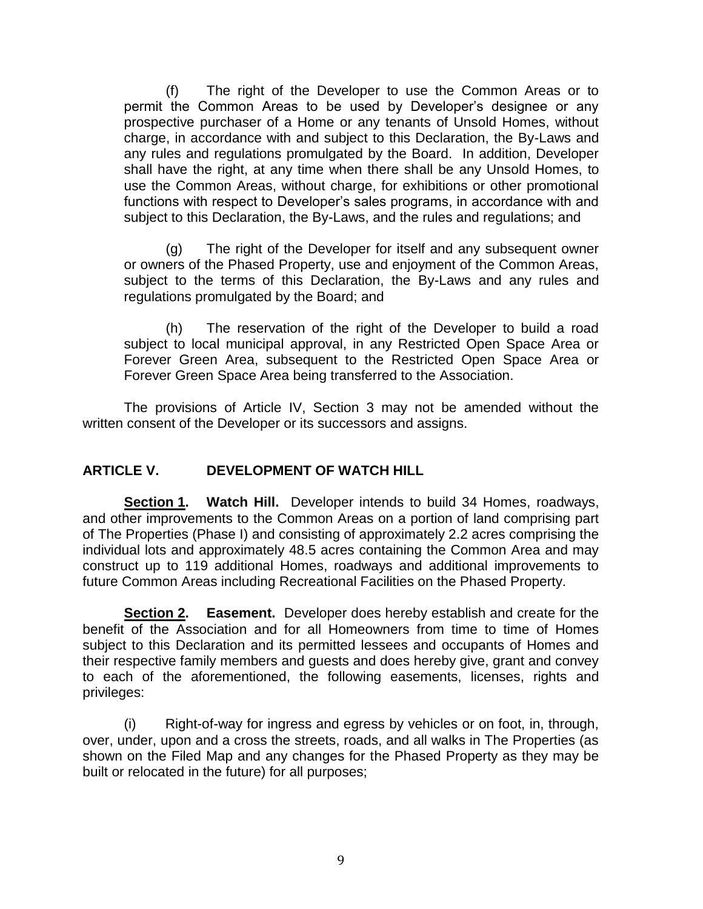(f) The right of the Developer to use the Common Areas or to permit the Common Areas to be used by Developer's designee or any prospective purchaser of a Home or any tenants of Unsold Homes, without charge, in accordance with and subject to this Declaration, the By-Laws and any rules and regulations promulgated by the Board. In addition, Developer shall have the right, at any time when there shall be any Unsold Homes, to use the Common Areas, without charge, for exhibitions or other promotional functions with respect to Developer's sales programs, in accordance with and subject to this Declaration, the By-Laws, and the rules and regulations; and

(g) The right of the Developer for itself and any subsequent owner or owners of the Phased Property, use and enjoyment of the Common Areas, subject to the terms of this Declaration, the By-Laws and any rules and regulations promulgated by the Board; and

(h) The reservation of the right of the Developer to build a road subject to local municipal approval, in any Restricted Open Space Area or Forever Green Area, subsequent to the Restricted Open Space Area or Forever Green Space Area being transferred to the Association.

The provisions of Article IV, Section 3 may not be amended without the written consent of the Developer or its successors and assigns.

## ARTICLE V. DEVELOPMENT OF WATCH HILL

**Section 1. Watch Hill.** Developer intends to build 34 Homes, roadways, and other improvements to the Common Areas on a portion of land comprising part of The Properties (Phase I) and consisting of approximately 2.2 acres comprising the individual lots and approximately 48.5 acres containing the Common Area and may construct up to 119 additional Homes, roadways and additional improvements to future Common Areas including Recreational Facilities on the Phased Property.

**Section 2. Easement.** Developer does hereby establish and create for the benefit of the Association and for all Homeowners from time to time of Homes subject to this Declaration and its permitted lessees and occupants of Homes and their respective family members and guests and does hereby give, grant and convey to each of the aforementioned, the following easements, licenses, rights and privileges:

(i) Right-of-way for ingress and egress by vehicles or on foot, in, through, over, under, upon and a cross the streets, roads, and all walks in The Properties (as shown on the Filed Map and any changes for the Phased Property as they may be built or relocated in the future) for all purposes;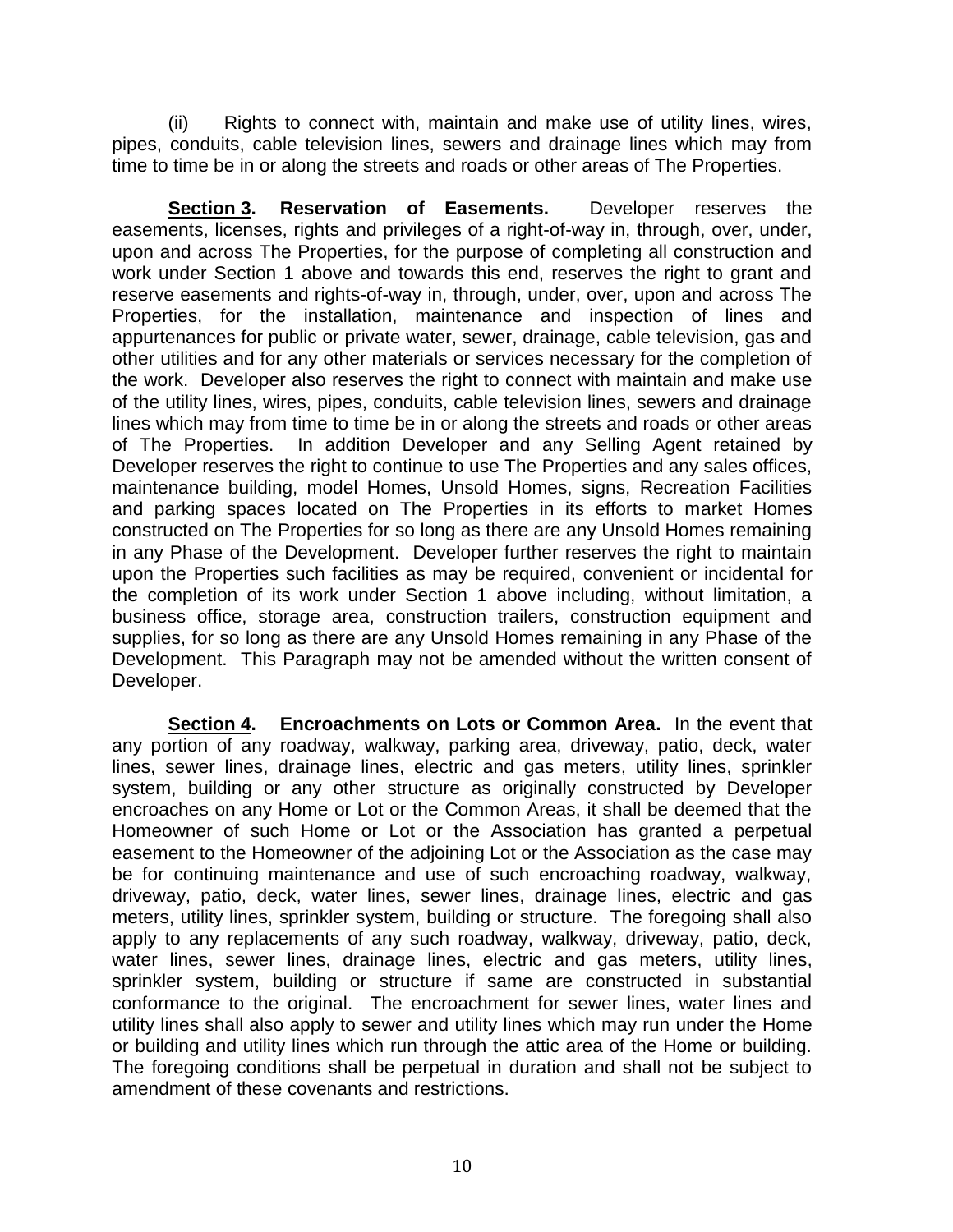(ii) Rights to connect with, maintain and make use of utility lines, wires, pipes, conduits, cable television lines, sewers and drainage lines which may from time to time be in or along the streets and roads or other areas of The Properties.

**Section 3. Reservation of Easements.** Developer reserves the easements, licenses, rights and privileges of a right-of-way in, through, over, under, upon and across The Properties, for the purpose of completing all construction and work under Section 1 above and towards this end, reserves the right to grant and reserve easements and rights-of-way in, through, under, over, upon and across The Properties, for the installation, maintenance and inspection of lines and appurtenances for public or private water, sewer, drainage, cable television, gas and other utilities and for any other materials or services necessary for the completion of the work. Developer also reserves the right to connect with maintain and make use of the utility lines, wires, pipes, conduits, cable television lines, sewers and drainage lines which may from time to time be in or along the streets and roads or other areas of The Properties. In addition Developer and any Selling Agent retained by Developer reserves the right to continue to use The Properties and any sales offices, maintenance building, model Homes, Unsold Homes, signs, Recreation Facilities and parking spaces located on The Properties in its efforts to market Homes constructed on The Properties for so long as there are any Unsold Homes remaining in any Phase of the Development. Developer further reserves the right to maintain upon the Properties such facilities as may be required, convenient or incidental for the completion of its work under Section 1 above including, without limitation, a business office, storage area, construction trailers, construction equipment and supplies, for so long as there are any Unsold Homes remaining in any Phase of the Development. This Paragraph may not be amended without the written consent of Developer.

**Section 4. Encroachments on Lots or Common Area.** In the event that any portion of any roadway, walkway, parking area, driveway, patio, deck, water lines, sewer lines, drainage lines, electric and gas meters, utility lines, sprinkler system, building or any other structure as originally constructed by Developer encroaches on any Home or Lot or the Common Areas, it shall be deemed that the Homeowner of such Home or Lot or the Association has granted a perpetual easement to the Homeowner of the adjoining Lot or the Association as the case may be for continuing maintenance and use of such encroaching roadway, walkway, driveway, patio, deck, water lines, sewer lines, drainage lines, electric and gas meters, utility lines, sprinkler system, building or structure. The foregoing shall also apply to any replacements of any such roadway, walkway, driveway, patio, deck, water lines, sewer lines, drainage lines, electric and gas meters, utility lines, sprinkler system, building or structure if same are constructed in substantial conformance to the original. The encroachment for sewer lines, water lines and utility lines shall also apply to sewer and utility lines which may run under the Home or building and utility lines which run through the attic area of the Home or building. The foregoing conditions shall be perpetual in duration and shall not be subject to amendment of these covenants and restrictions.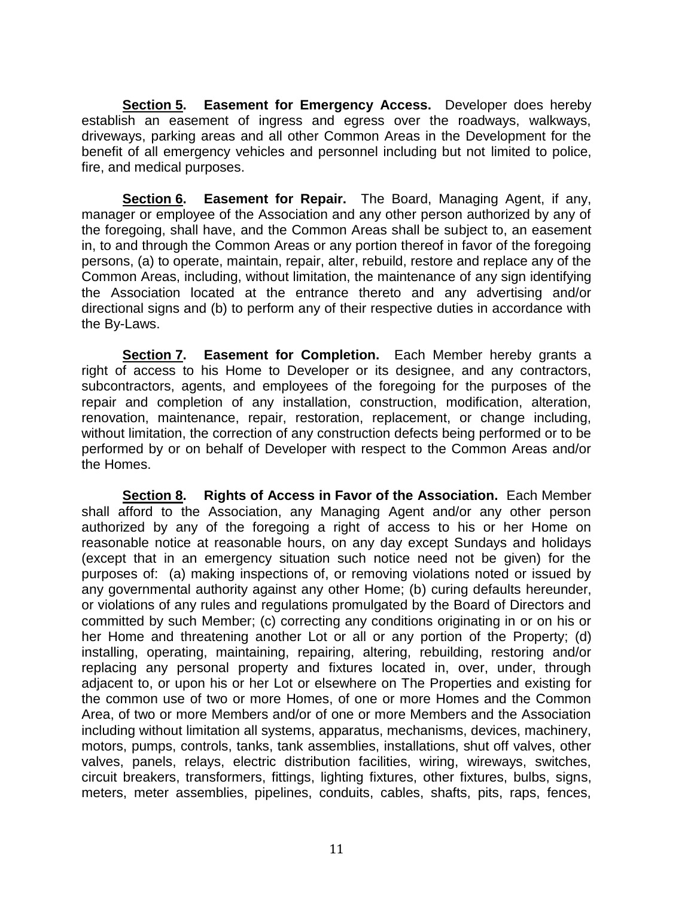**Section 5. Easement for Emergency Access.** Developer does hereby establish an easement of ingress and egress over the roadways, walkways, driveways, parking areas and all other Common Areas in the Development for the benefit of all emergency vehicles and personnel including but not limited to police, fire, and medical purposes.

**Section 6. Easement for Repair.** The Board, Managing Agent, if any, manager or employee of the Association and any other person authorized by any of the foregoing, shall have, and the Common Areas shall be subject to, an easement in, to and through the Common Areas or any portion thereof in favor of the foregoing persons, (a) to operate, maintain, repair, alter, rebuild, restore and replace any of the Common Areas, including, without limitation, the maintenance of any sign identifying the Association located at the entrance thereto and any advertising and/or directional signs and (b) to perform any of their respective duties in accordance with the By-Laws.

**Section 7. Easement for Completion.** Each Member hereby grants a right of access to his Home to Developer or its designee, and any contractors, subcontractors, agents, and employees of the foregoing for the purposes of the repair and completion of any installation, construction, modification, alteration, renovation, maintenance, repair, restoration, replacement, or change including, without limitation, the correction of any construction defects being performed or to be performed by or on behalf of Developer with respect to the Common Areas and/or the Homes.

**Section 8. Rights of Access in Favor of the Association.** Each Member shall afford to the Association, any Managing Agent and/or any other person authorized by any of the foregoing a right of access to his or her Home on reasonable notice at reasonable hours, on any day except Sundays and holidays (except that in an emergency situation such notice need not be given) for the purposes of: (a) making inspections of, or removing violations noted or issued by any governmental authority against any other Home; (b) curing defaults hereunder, or violations of any rules and regulations promulgated by the Board of Directors and committed by such Member; (c) correcting any conditions originating in or on his or her Home and threatening another Lot or all or any portion of the Property; (d) installing, operating, maintaining, repairing, altering, rebuilding, restoring and/or replacing any personal property and fixtures located in, over, under, through adjacent to, or upon his or her Lot or elsewhere on The Properties and existing for the common use of two or more Homes, of one or more Homes and the Common Area, of two or more Members and/or of one or more Members and the Association including without limitation all systems, apparatus, mechanisms, devices, machinery, motors, pumps, controls, tanks, tank assemblies, installations, shut off valves, other valves, panels, relays, electric distribution facilities, wiring, wireways, switches, circuit breakers, transformers, fittings, lighting fixtures, other fixtures, bulbs, signs, meters, meter assemblies, pipelines, conduits, cables, shafts, pits, raps, fences,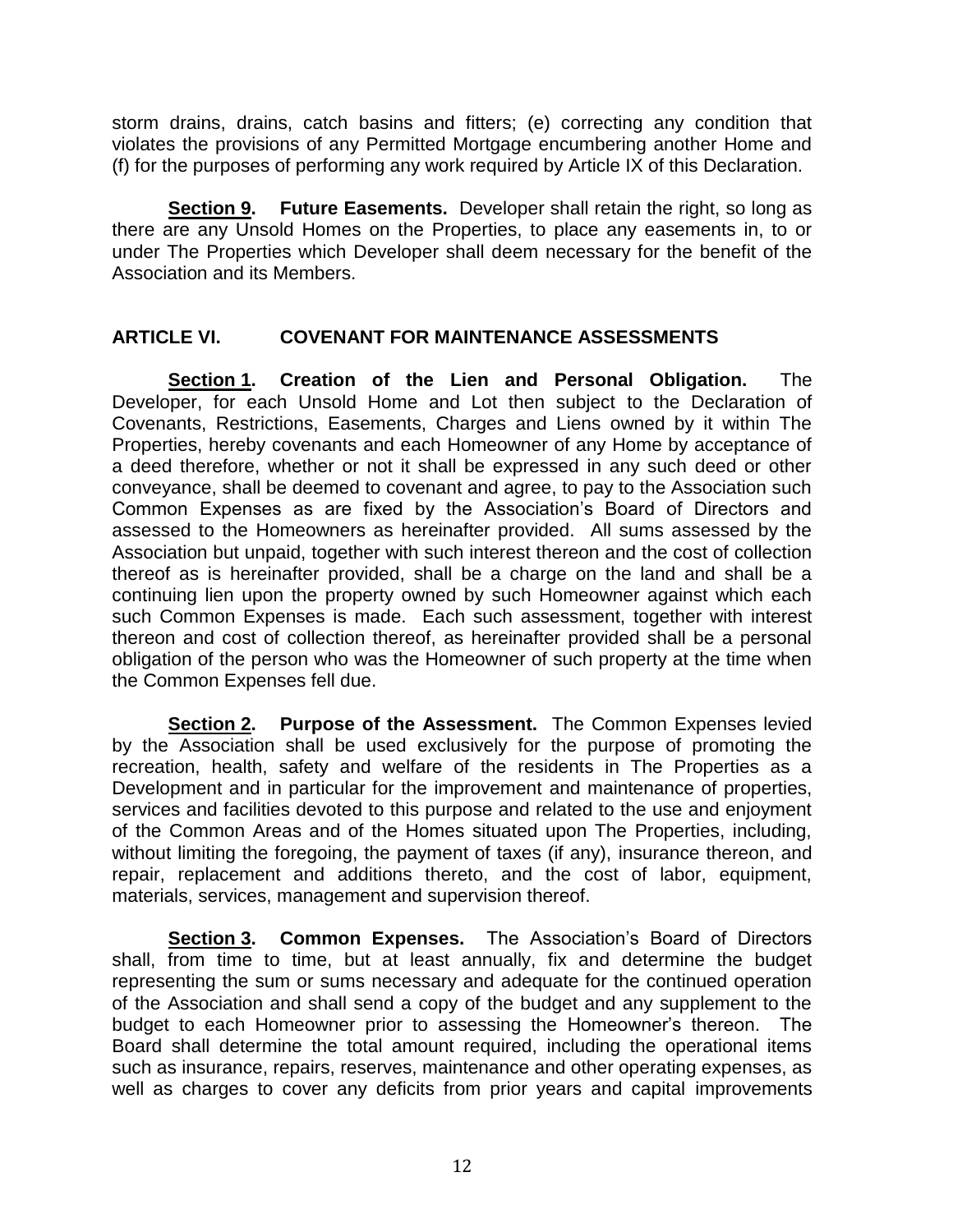storm drains, drains, catch basins and fitters; (e) correcting any condition that violates the provisions of any Permitted Mortgage encumbering another Home and (f) for the purposes of performing any work required by Article IX of this Declaration.

**<u>Section 9</u>. Future Easements.** Developer shall retain the right, so long as there are any Unsold Homes on the Properties, to place any easements in, to or under The Properties which Developer shall deem necessary for the benefit of the Association and its Members.

## ARTICLE VI. COVENANT FOR MAINTENANCE ASSESSMENTS

**<u>Section 1</u>. Creation of the Lien and Personal Obligation.** The Developer, for each Unsold Home and Lot then subject to the Declaration of Covenants, Restrictions, Easements, Charges and Liens owned by it within The Properties, hereby covenants and each Homeowner of any Home by acceptance of a deed therefore, whether or not it shall be expressed in any such deed or other conveyance, shall be deemed to covenant and agree, to pay to the Association such Common Expenses as are fixed by the Association's Board of Directors and assessed to the Homeowners as hereinafter provided. All sums assessed by the Association but unpaid, together with such interest thereon and the cost of collection thereof as is hereinafter provided, shall be a charge on the land and shall be a continuing lien upon the property owned by such Homeowner against which each such Common Expenses is made. Each such assessment, together with interest thereon and cost of collection thereof, as hereinafter provided shall be a personal obligation of the person who was the Homeowner of such property at the time when the Common Expenses fell due.

**<u>Section 2</u>. Purpose of the Assessment.** The Common Expenses levied by the Association shall be used exclusively for the purpose of promoting the recreation, health, safety and welfare of the residents in The Properties as a Development and in particular for the improvement and maintenance of properties, services and facilities devoted to this purpose and related to the use and enjoyment of the Common Areas and of the Homes situated upon The Properties, including, without limiting the foregoing, the payment of taxes (if any), insurance thereon, and repair, replacement and additions thereto, and the cost of labor, equipment, materials, services, management and supervision thereof.

**<u>Section 3</u>. Common Expenses.** The Association's Board of Directors shall, from time to time, but at least annually, fix and determine the budget representing the sum or sums necessary and adequate for the continued operation of the Association and shall send a copy of the budget and any supplement to the budget to each Homeowner prior to assessing the Homeowner's thereon. The Board shall determine the total amount required, including the operational items such as insurance, repairs, reserves, maintenance and other operating expenses, as well as charges to cover any deficits from prior years and capital improvements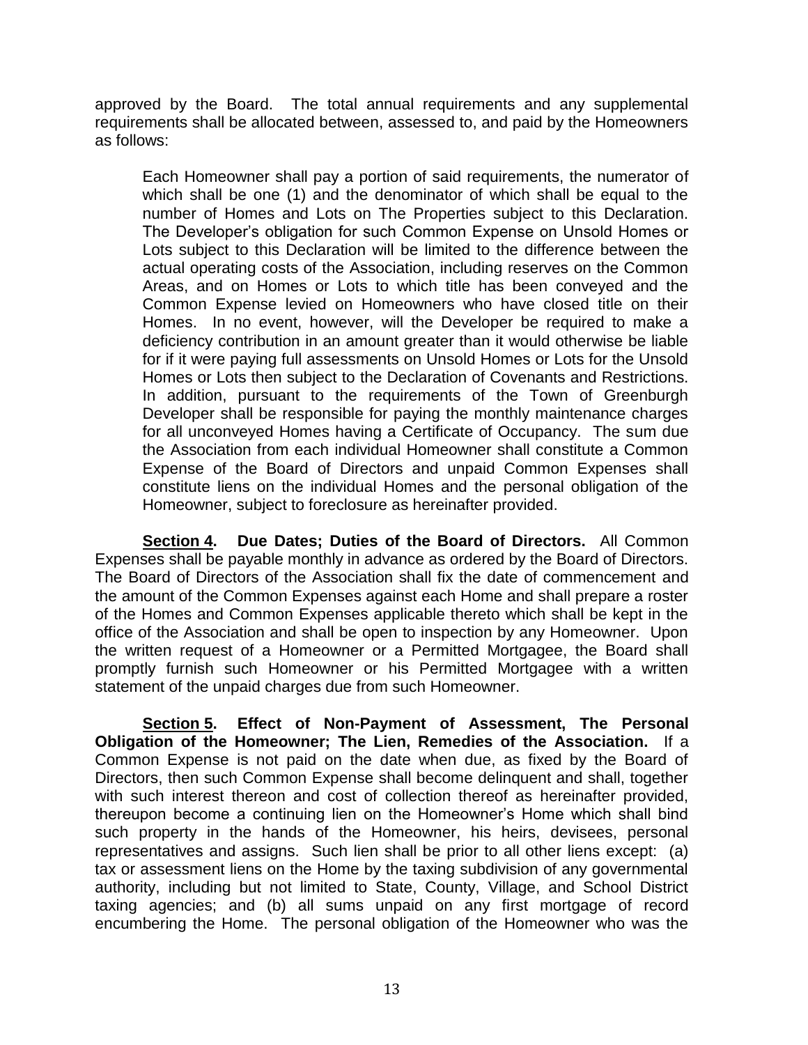approved by the Board. The total annual requirements and any supplemental requirements shall be allocated between, assessed to, and paid by the Homeowners as follows:

> Each Homeowner shall pay a portion of said requirements, the numerator of which shall be one (1) and the denominator of which shall be equal to the number of Homes and Lots on The Properties subject to this Declaration. The Developer's obligation for such Common Expense on Unsold Homes or Lots subject to this Declaration will be limited to the difference between the actual operating costs of the Association, including reserves on the Common Areas, and on Homes or Lots to which title has been conveyed and the Common Expense levied on Homeowners who have closed title on their Homes. In no event, however, will the Developer be required to make a deficiency contribution in an amount greater than it would otherwise be liable for if it were paying full assessments on Unsold Homes or Lots for the Unsold Homes or Lots then subject to the Declaration of Covenants and Restrictions. In addition, pursuant to the requirements of the Town of Greenburgh Developer shall be responsible for paying the monthly maintenance charges for all unconveyed Homes having a Certificate of Occupancy. The sum due the Association from each individual Homeowner shall constitute a Common Expense of the Board of Directors and unpaid Common Expenses shall constitute liens on the individual Homes and the personal obligation of the Homeowner, subject to foreclosure as hereinafter provided.

**Section 4. Due Dates; Duties of the Board of Directors.** All Common Expenses shall be payable monthly in advance as ordered by the Board of Directors. The Board of Directors of the Association shall fix the date of commencement and the amount of the Common Expenses against each Home and shall prepare a roster of the Homes and Common Expenses applicable thereto which shall be kept in the office of the Association and shall be open to inspection by any Homeowner. Upon the written request of a Homeowner or a Permitted Mortgagee, the Board shall promptly furnish such Homeowner or his Permitted Mortgagee with a written statement of the unpaid charges due from such Homeowner.

**Section 5. Effect of Non-Payment of Assessment, The Personal Obligation of the Homeowner; The Lien, Remedies of the Association.** If a Common Expense is not paid on the date when due, as fixed by the Board of Directors, then such Common Expense shall become delinquent and shall, together with such interest thereon and cost of collection thereof as hereinafter provided, thereupon become a continuing lien on the Homeowner's Home which shall bind such property in the hands of the Homeowner, his heirs, devisees, personal representatives and assigns. Such lien shall be prior to all other liens except: (a) tax or assessment liens on the Home by the taxing subdivision of any governmental authority, including but not limited to State, County, Village, and School District taxing agencies; and (b) all sums unpaid on any first mortgage of record encumbering the Home. The personal obligation of the Homeowner who was the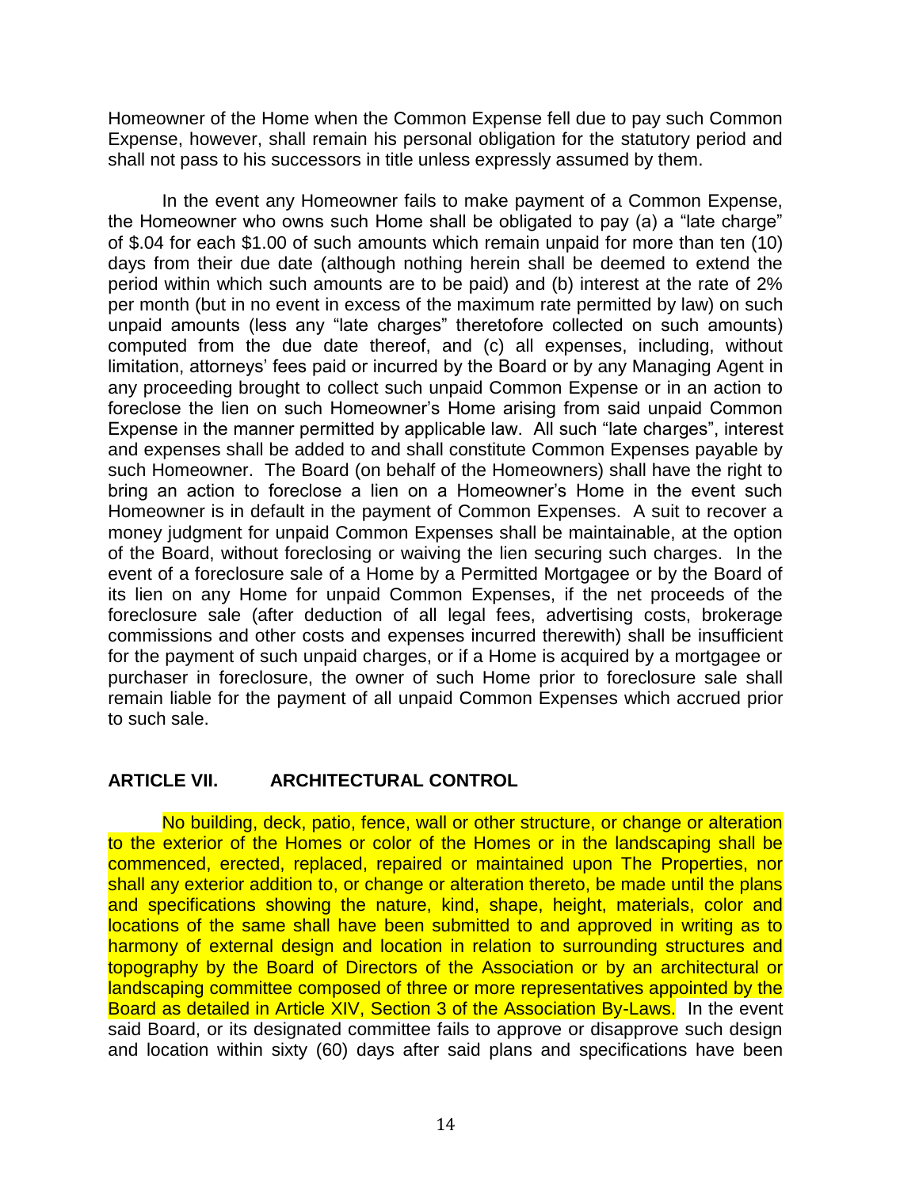Homeowner of the Home when the Common Expense fell due to pay such Common Expense, however, shall remain his personal obligation for the statutory period and shall not pass to his successors in title unless expressly assumed by them.

In the event any Homeowner fails to make payment of a Common Expense, the Homeowner who owns such Home shall be obligated to pay (a) a "late charge" of $.04 for each $1.00 of such amounts which remain unpaid for more than ten (10) days from their due date (although nothing herein shall be deemed to extend the period within which such amounts are to be paid) and (b) interest at the rate of 2% per month (but in no event in excess of the maximum rate permitted by law) on such unpaid amounts (less any "late charges" theretofore collected on such amounts) computed from the due date thereof, and (c) all expenses, including, without limitation, attorneys' fees paid or incurred by the Board or by any Managing Agent in any proceeding brought to collect such unpaid Common Expense or in an action to foreclose the lien on such Homeowner's Home arising from said unpaid Common Expense in the manner permitted by applicable law. All such "late charges", interest and expenses shall be added to and shall constitute Common Expenses payable by such Homeowner. The Board (on behalf of the Homeowners) shall have the right to bring an action to foreclose a lien on a Homeowner's Home in the event such Homeowner is in default in the payment of Common Expenses. A suit to recover a money judgment for unpaid Common Expenses shall be maintainable, at the option of the Board, without foreclosing or waiving the lien securing such charges. In the event of a foreclosure sale of a Home by a Permitted Mortgagee or by the Board of its lien on any Home for unpaid Common Expenses, if the net proceeds of the foreclosure sale (after deduction of all legal fees, advertising costs, brokerage commissions and other costs and expenses incurred therewith) shall be insufficient for the payment of such unpaid charges, or if a Home is acquired by a mortgagee or purchaser in foreclosure, the owner of such Home prior to foreclosure sale shall remain liable for the payment of all unpaid Common Expenses which accrued prior to such sale.

## ARTICLE VII. ARCHITECTURAL CONTROL

No building, deck, patio, fence, wall or other structure, or change or alteration to the exterior of the Homes or color of the Homes or in the landscaping shall be commenced, erected, replaced, repaired or maintained upon The Properties, nor shall any exterior addition to, or change or alteration thereto, be made until the plans and specifications showing the nature, kind, shape, height, materials, color and locations of the same shall have been submitted to and approved in writing as to harmony of external design and location in relation to surrounding structures and topography by the Board of Directors of the Association or by an architectural or landscaping committee composed of three or more representatives appointed by the Board as detailed in Article XIV, Section 3 of the Association By-Laws. In the event said Board, or its designated committee fails to approve or disapprove such design and location within sixty (60) days after said plans and specifications have been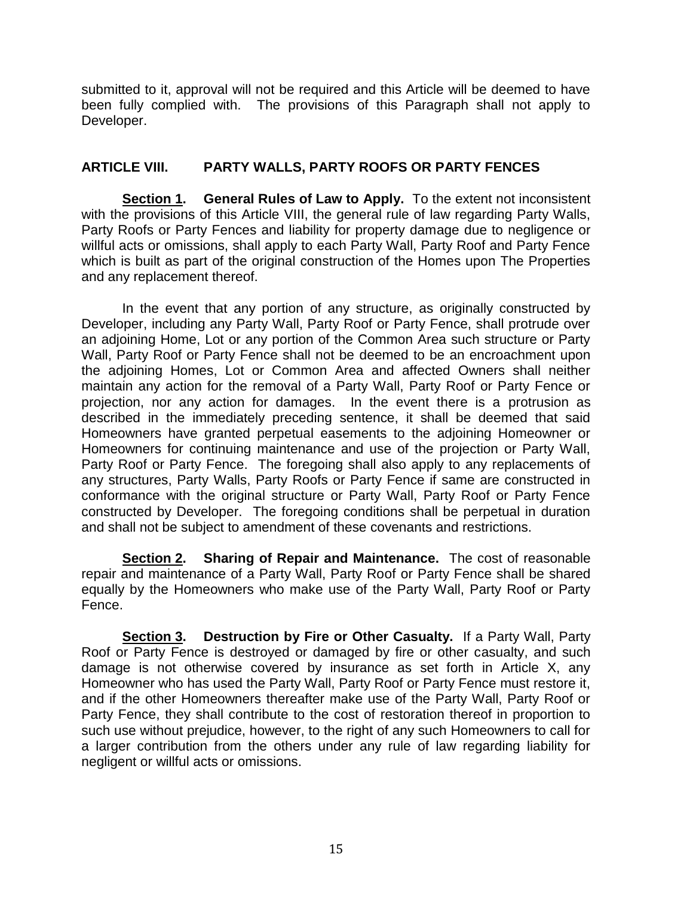submitted to it, approval will not be required and this Article will be deemed to have been fully complied with. The provisions of this Paragraph shall not apply to Developer.

## ARTICLE VIII. PARTY WALLS, PARTY ROOFS OR PARTY FENCES

**Section 1. General Rules of Law to Apply.** To the extent not inconsistent with the provisions of this Article VIII, the general rule of law regarding Party Walls, Party Roofs or Party Fences and liability for property damage due to negligence or willful acts or omissions, shall apply to each Party Wall, Party Roof and Party Fence which is built as part of the original construction of the Homes upon The Properties and any replacement thereof.

In the event that any portion of any structure, as originally constructed by Developer, including any Party Wall, Party Roof or Party Fence, shall protrude over an adjoining Home, Lot or any portion of the Common Area such structure or Party Wall, Party Roof or Party Fence shall not be deemed to be an encroachment upon the adjoining Homes, Lot or Common Area and affected Owners shall neither maintain any action for the removal of a Party Wall, Party Roof or Party Fence or projection, nor any action for damages. In the event there is a protrusion as described in the immediately preceding sentence, it shall be deemed that said Homeowners have granted perpetual easements to the adjoining Homeowner or Homeowners for continuing maintenance and use of the projection or Party Wall, Party Roof or Party Fence. The foregoing shall also apply to any replacements of any structures, Party Walls, Party Roofs or Party Fence if same are constructed in conformance with the original structure or Party Wall, Party Roof or Party Fence constructed by Developer. The foregoing conditions shall be perpetual in duration and shall not be subject to amendment of these covenants and restrictions.

**Section 2. Sharing of Repair and Maintenance.** The cost of reasonable repair and maintenance of a Party Wall, Party Roof or Party Fence shall be shared equally by the Homeowners who make use of the Party Wall, Party Roof or Party Fence.

**Section 3. Destruction by Fire or Other Casualty.** If a Party Wall, Party Roof or Party Fence is destroyed or damaged by fire or other casualty, and such damage is not otherwise covered by insurance as set forth in Article X, any Homeowner who has used the Party Wall, Party Roof or Party Fence must restore it, and if the other Homeowners thereafter make use of the Party Wall, Party Roof or Party Fence, they shall contribute to the cost of restoration thereof in proportion to such use without prejudice, however, to the right of any such Homeowners to call for a larger contribution from the others under any rule of law regarding liability for negligent or willful acts or omissions.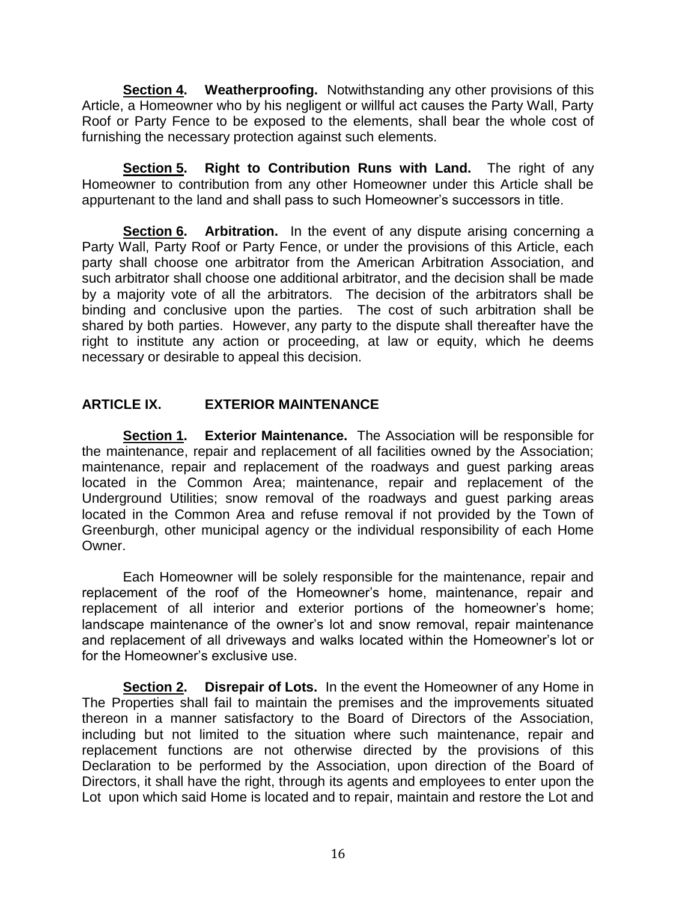**Section 4. Weatherproofing.** Notwithstanding any other provisions of this Article, a Homeowner who by his negligent or willful act causes the Party Wall, Party Roof or Party Fence to be exposed to the elements, shall bear the whole cost of furnishing the necessary protection against such elements.

**Section 5. Right to Contribution Runs with Land.** The right of any Homeowner to contribution from any other Homeowner under this Article shall be appurtenant to the land and shall pass to such Homeowner's successors in title.

**Section 6. Arbitration.** In the event of any dispute arising concerning a Party Wall, Party Roof or Party Fence, or under the provisions of this Article, each party shall choose one arbitrator from the American Arbitration Association, and such arbitrator shall choose one additional arbitrator, and the decision shall be made by a majority vote of all the arbitrators. The decision of the arbitrators shall be binding and conclusive upon the parties. The cost of such arbitration shall be shared by both parties. However, any party to the dispute shall thereafter have the right to institute any action or proceeding, at law or equity, which he deems necessary or desirable to appeal this decision.

## ARTICLE IX. EXTERIOR MAINTENANCE

**Section 1. Exterior Maintenance.** The Association will be responsible for the maintenance, repair and replacement of all facilities owned by the Association; maintenance, repair and replacement of the roadways and guest parking areas located in the Common Area; maintenance, repair and replacement of the Underground Utilities; snow removal of the roadways and guest parking areas located in the Common Area and refuse removal if not provided by the Town of Greenburgh, other municipal agency or the individual responsibility of each Home Owner.

Each Homeowner will be solely responsible for the maintenance, repair and replacement of the roof of the Homeowner's home, maintenance, repair and replacement of all interior and exterior portions of the homeowner's home; landscape maintenance of the owner's lot and snow removal, repair maintenance and replacement of all driveways and walks located within the Homeowner's lot or for the Homeowner's exclusive use.

**Section 2. Disrepair of Lots.** In the event the Homeowner of any Home in The Properties shall fail to maintain the premises and the improvements situated thereon in a manner satisfactory to the Board of Directors of the Association, including but not limited to the situation where such maintenance, repair and replacement functions are not otherwise directed by the provisions of this Declaration to be performed by the Association, upon direction of the Board of Directors, it shall have the right, through its agents and employees to enter upon the Lot upon which said Home is located and to repair, maintain and restore the Lot and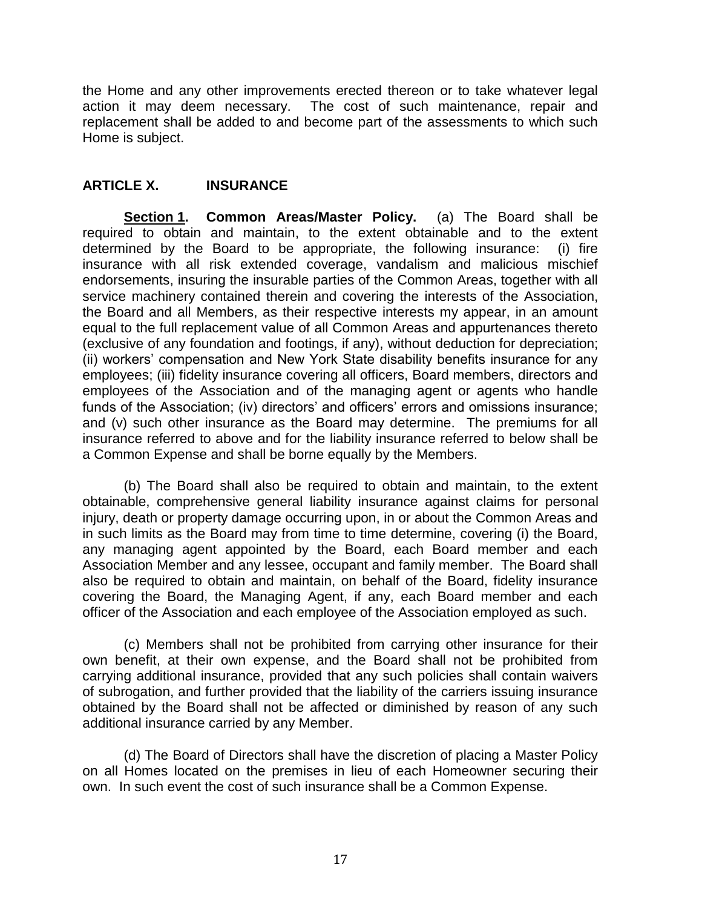the Home and any other improvements erected thereon or to take whatever legal action it may deem necessary. The cost of such maintenance, repair and replacement shall be added to and become part of the assessments to which such Home is subject.

## ARTICLE X. INSURANCE

**Section 1. Common Areas/Master Policy.** (a) The Board shall be required to obtain and maintain, to the extent obtainable and to the extent determined by the Board to be appropriate, the following insurance: (i) fire insurance with all risk extended coverage, vandalism and malicious mischief endorsements, insuring the insurable parties of the Common Areas, together with all service machinery contained therein and covering the interests of the Association, the Board and all Members, as their respective interests my appear, in an amount equal to the full replacement value of all Common Areas and appurtenances thereto (exclusive of any foundation and footings, if any), without deduction for depreciation; (ii) workers' compensation and New York State disability benefits insurance for any employees; (iii) fidelity insurance covering all officers, Board members, directors and employees of the Association and of the managing agent or agents who handle funds of the Association; (iv) directors' and officers' errors and omissions insurance; and (v) such other insurance as the Board may determine. The premiums for all insurance referred to above and for the liability insurance referred to below shall be a Common Expense and shall be borne equally by the Members.

(b) The Board shall also be required to obtain and maintain, to the extent obtainable, comprehensive general liability insurance against claims for personal injury, death or property damage occurring upon, in or about the Common Areas and in such limits as the Board may from time to time determine, covering (i) the Board, any managing agent appointed by the Board, each Board member and each Association Member and any lessee, occupant and family member. The Board shall also be required to obtain and maintain, on behalf of the Board, fidelity insurance covering the Board, the Managing Agent, if any, each Board member and each officer of the Association and each employee of the Association employed as such.

(c) Members shall not be prohibited from carrying other insurance for their own benefit, at their own expense, and the Board shall not be prohibited from carrying additional insurance, provided that any such policies shall contain waivers of subrogation, and further provided that the liability of the carriers issuing insurance obtained by the Board shall not be affected or diminished by reason of any such additional insurance carried by any Member.

(d) The Board of Directors shall have the discretion of placing a Master Policy on all Homes located on the premises in lieu of each Homeowner securing their own. In such event the cost of such insurance shall be a Common Expense.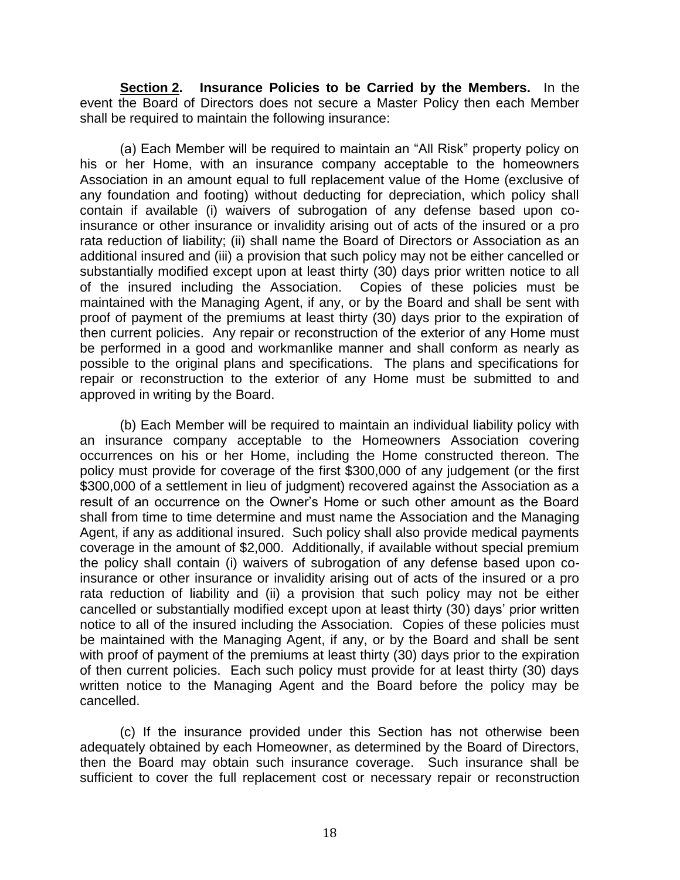**Section 2. Insurance Policies to be Carried by the Members.** In the event the Board of Directors does not secure a Master Policy then each Member shall be required to maintain the following insurance:

(a) Each Member will be required to maintain an "All Risk" property policy on his or her Home, with an insurance company acceptable to the homeowners Association in an amount equal to full replacement value of the Home (exclusive of any foundation and footing) without deducting for depreciation, which policy shall contain if available (i) waivers of subrogation of any defense based upon co-insurance or other insurance or invalidity arising out of acts of the insured or a pro rata reduction of liability; (ii) shall name the Board of Directors or Association as an additional insured and (iii) a provision that such policy may not be either cancelled or substantially modified except upon at least thirty (30) days prior written notice to all of the insured including the Association. Copies of these policies must be maintained with the Managing Agent, if any, or by the Board and shall be sent with proof of payment of the premiums at least thirty (30) days prior to the expiration of then current policies. Any repair or reconstruction of the exterior of any Home must be performed in a good and workmanlike manner and shall conform as nearly as possible to the original plans and specifications. The plans and specifications for repair or reconstruction to the exterior of any Home must be submitted to and approved in writing by the Board.

(b) Each Member will be required to maintain an individual liability policy with an insurance company acceptable to the Homeowners Association covering occurrences on his or her Home, including the Home constructed thereon. The policy must provide for coverage of the first $300,000 of any judgement (or the first $300,000 of a settlement in lieu of judgment) recovered against the Association as a result of an occurrence on the Owner's Home or such other amount as the Board shall from time to time determine and must name the Association and the Managing Agent, if any as additional insured. Such policy shall also provide medical payments coverage in the amount of $2,000. Additionally, if available without special premium the policy shall contain (i) waivers of subrogation of any defense based upon co-insurance or other insurance or invalidity arising out of acts of the insured or a pro rata reduction of liability and (ii) a provision that such policy may not be either cancelled or substantially modified except upon at least thirty (30) days' prior written notice to all of the insured including the Association. Copies of these policies must be maintained with the Managing Agent, if any, or by the Board and shall be sent with proof of payment of the premiums at least thirty (30) days prior to the expiration of then current policies. Each such policy must provide for at least thirty (30) days written notice to the Managing Agent and the Board before the policy may be cancelled.

(c) If the insurance provided under this Section has not otherwise been adequately obtained by each Homeowner, as determined by the Board of Directors, then the Board may obtain such insurance coverage. Such insurance shall be sufficient to cover the full replacement cost or necessary repair or reconstruction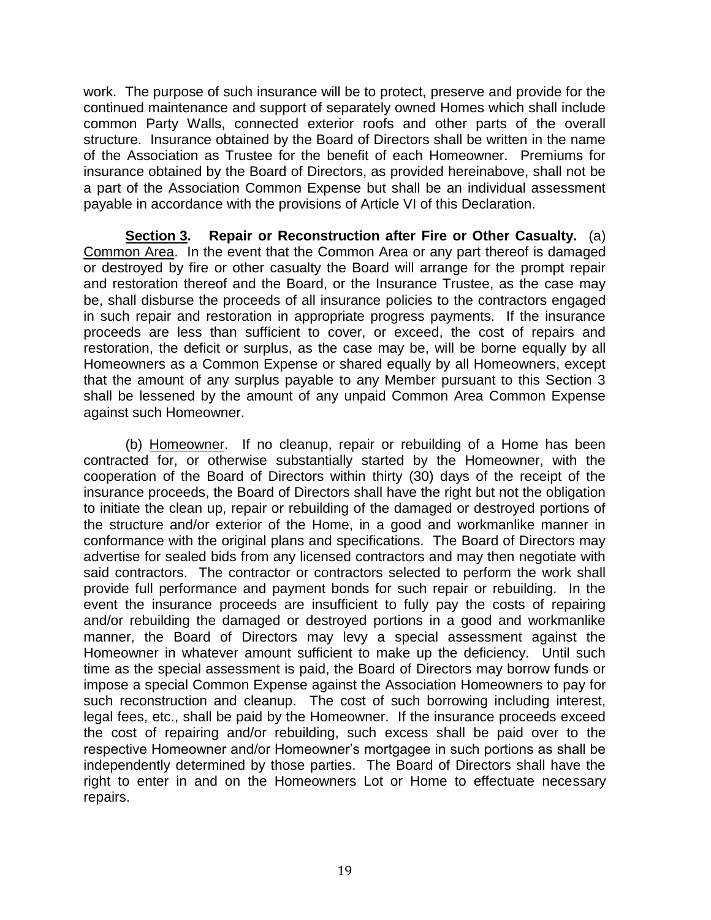work. The purpose of such insurance will be to protect, preserve and provide for the continued maintenance and support of separately owned Homes which shall include common Party Walls, connected exterior roofs and other parts of the overall structure. Insurance obtained by the Board of Directors shall be written in the name of the Association as Trustee for the benefit of each Homeowner. Premiums for insurance obtained by the Board of Directors, as provided hereinabove, shall not be a part of the Association Common Expense but shall be an individual assessment payable in accordance with the provisions of Article VI of this Declaration.

**Section 3. Repair or Reconstruction after Fire or Other Casualty.** (a) Common Area. In the event that the Common Area or any part thereof is damaged or destroyed by fire or other casualty the Board will arrange for the prompt repair and restoration thereof and the Board, or the Insurance Trustee, as the case may be, shall disburse the proceeds of all insurance policies to the contractors engaged in such repair and restoration in appropriate progress payments. If the insurance proceeds are less than sufficient to cover, or exceed, the cost of repairs and restoration, the deficit or surplus, as the case may be, will be borne equally by all Homeowners as a Common Expense or shared equally by all Homeowners, except that the amount of any surplus payable to any Member pursuant to this Section 3 shall be lessened by the amount of any unpaid Common Area Common Expense against such Homeowner.

(b) Homeowner. If no cleanup, repair or rebuilding of a Home has been contracted for, or otherwise substantially started by the Homeowner, with the cooperation of the Board of Directors within thirty (30) days of the receipt of the insurance proceeds, the Board of Directors shall have the right but not the obligation to initiate the clean up, repair or rebuilding of the damaged or destroyed portions of the structure and/or exterior of the Home, in a good and workmanlike manner in conformance with the original plans and specifications. The Board of Directors may advertise for sealed bids from any licensed contractors and may then negotiate with said contractors. The contractor or contractors selected to perform the work shall provide full performance and payment bonds for such repair or rebuilding. In the event the insurance proceeds are insufficient to fully pay the costs of repairing and/or rebuilding the damaged or destroyed portions in a good and workmanlike manner, the Board of Directors may levy a special assessment against the Homeowner in whatever amount sufficient to make up the deficiency. Until such time as the special assessment is paid, the Board of Directors may borrow funds or impose a special Common Expense against the Association Homeowners to pay for such reconstruction and cleanup. The cost of such borrowing including interest, legal fees, etc., shall be paid by the Homeowner. If the insurance proceeds exceed the cost of repairing and/or rebuilding, such excess shall be paid over to the respective Homeowner and/or Homeowner's mortgagee in such portions as shall be independently determined by those parties. The Board of Directors shall have the right to enter in and on the Homeowners Lot or Home to effectuate necessary repairs.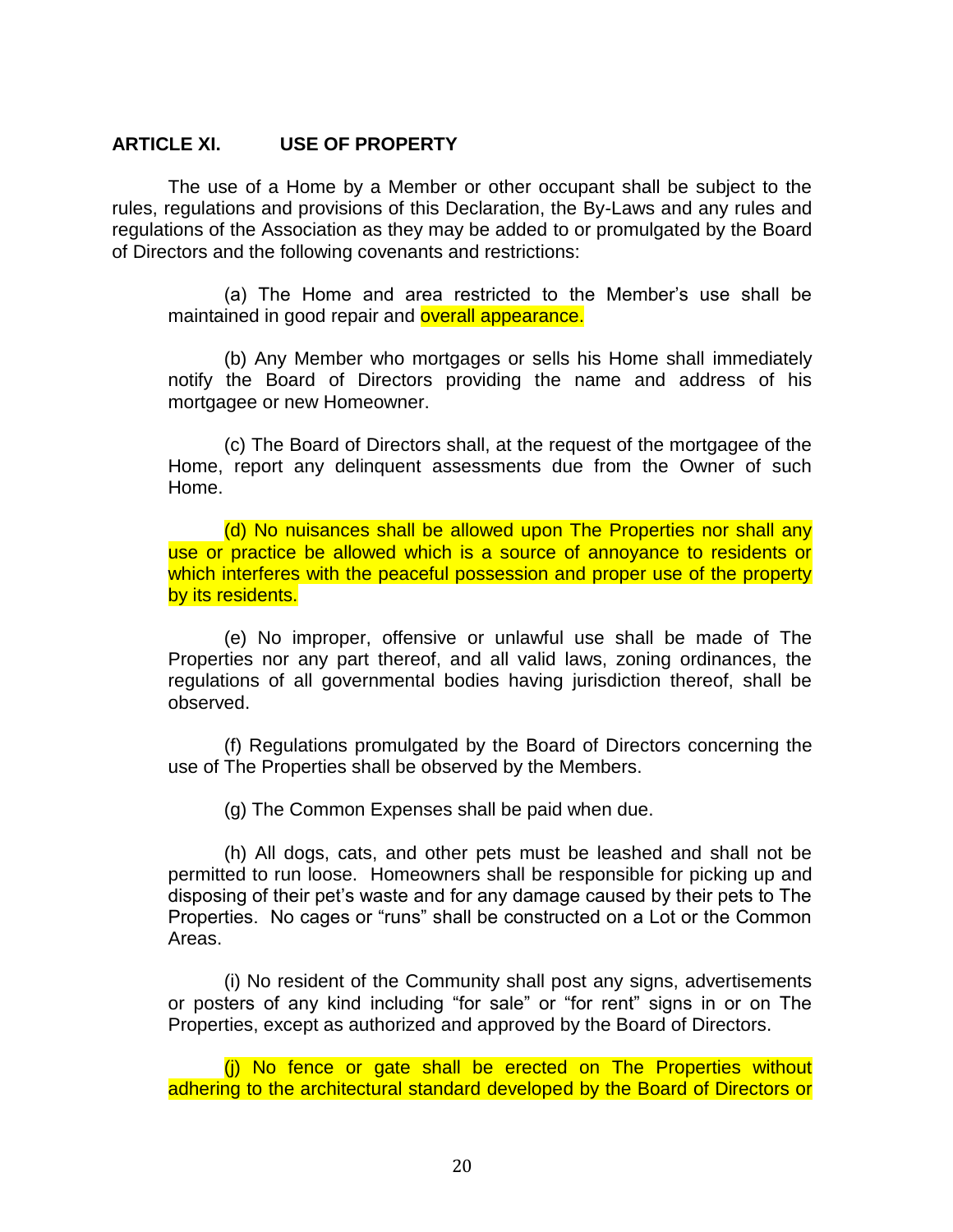## ARTICLE XI. USE OF PROPERTY

The use of a Home by a Member or other occupant shall be subject to the rules, regulations and provisions of this Declaration, the By-Laws and any rules and regulations of the Association as they may be added to or promulgated by the Board of Directors and the following covenants and restrictions:

(a) The Home and area restricted to the Member's use shall be maintained in good repair and overall appearance.

(b) Any Member who mortgages or sells his Home shall immediately notify the Board of Directors providing the name and address of his mortgagee or new Homeowner.

(c) The Board of Directors shall, at the request of the mortgagee of the Home, report any delinquent assessments due from the Owner of such Home.

(d) No nuisances shall be allowed upon The Properties nor shall any use or practice be allowed which is a source of annoyance to residents or which interferes with the peaceful possession and proper use of the property by its residents.

(e) No improper, offensive or unlawful use shall be made of The Properties nor any part thereof, and all valid laws, zoning ordinances, the regulations of all governmental bodies having jurisdiction thereof, shall be observed.

(f) Regulations promulgated by the Board of Directors concerning the use of The Properties shall be observed by the Members.

(g) The Common Expenses shall be paid when due.

(h) All dogs, cats, and other pets must be leashed and shall not be permitted to run loose. Homeowners shall be responsible for picking up and disposing of their pet's waste and for any damage caused by their pets to The Properties. No cages or "runs" shall be constructed on a Lot or the Common Areas.

(i) No resident of the Community shall post any signs, advertisements or posters of any kind including "for sale" or "for rent" signs in or on The Properties, except as authorized and approved by the Board of Directors.

(j) No fence or gate shall be erected on The Properties without adhering to the architectural standard developed by the Board of Directors or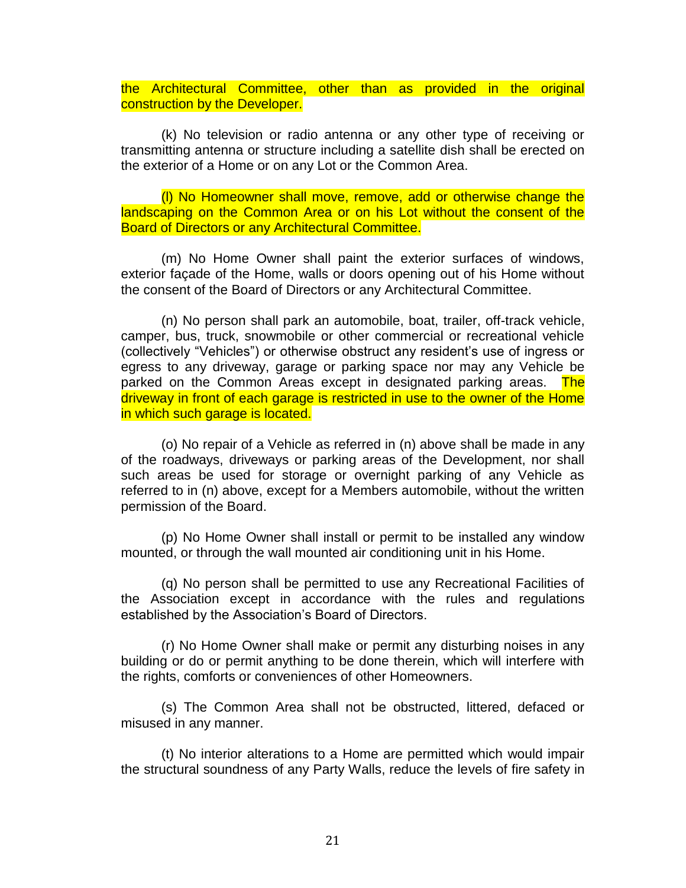the Architectural Committee, other than as provided in the original construction by the Developer.

(k) No television or radio antenna or any other type of receiving or transmitting antenna or structure including a satellite dish shall be erected on the exterior of a Home or on any Lot or the Common Area.

(l) No Homeowner shall move, remove, add or otherwise change the landscaping on the Common Area or on his Lot without the consent of the Board of Directors or any Architectural Committee.

(m) No Home Owner shall paint the exterior surfaces of windows, exterior façade of the Home, walls or doors opening out of his Home without the consent of the Board of Directors or any Architectural Committee.

(n) No person shall park an automobile, boat, trailer, off-track vehicle, camper, bus, truck, snowmobile or other commercial or recreational vehicle (collectively "Vehicles") or otherwise obstruct any resident's use of ingress or egress to any driveway, garage or parking space nor may any Vehicle be parked on the Common Areas except in designated parking areas. The driveway in front of each garage is restricted in use to the owner of the Home in which such garage is located.

(o) No repair of a Vehicle as referred in (n) above shall be made in any of the roadways, driveways or parking areas of the Development, nor shall such areas be used for storage or overnight parking of any Vehicle as referred to in (n) above, except for a Members automobile, without the written permission of the Board.

(p) No Home Owner shall install or permit to be installed any window mounted, or through the wall mounted air conditioning unit in his Home.

(q) No person shall be permitted to use any Recreational Facilities of the Association except in accordance with the rules and regulations established by the Association's Board of Directors.

(r) No Home Owner shall make or permit any disturbing noises in any building or do or permit anything to be done therein, which will interfere with the rights, comforts or conveniences of other Homeowners.

(s) The Common Area shall not be obstructed, littered, defaced or misused in any manner.

(t) No interior alterations to a Home are permitted which would impair the structural soundness of any Party Walls, reduce the levels of fire safety in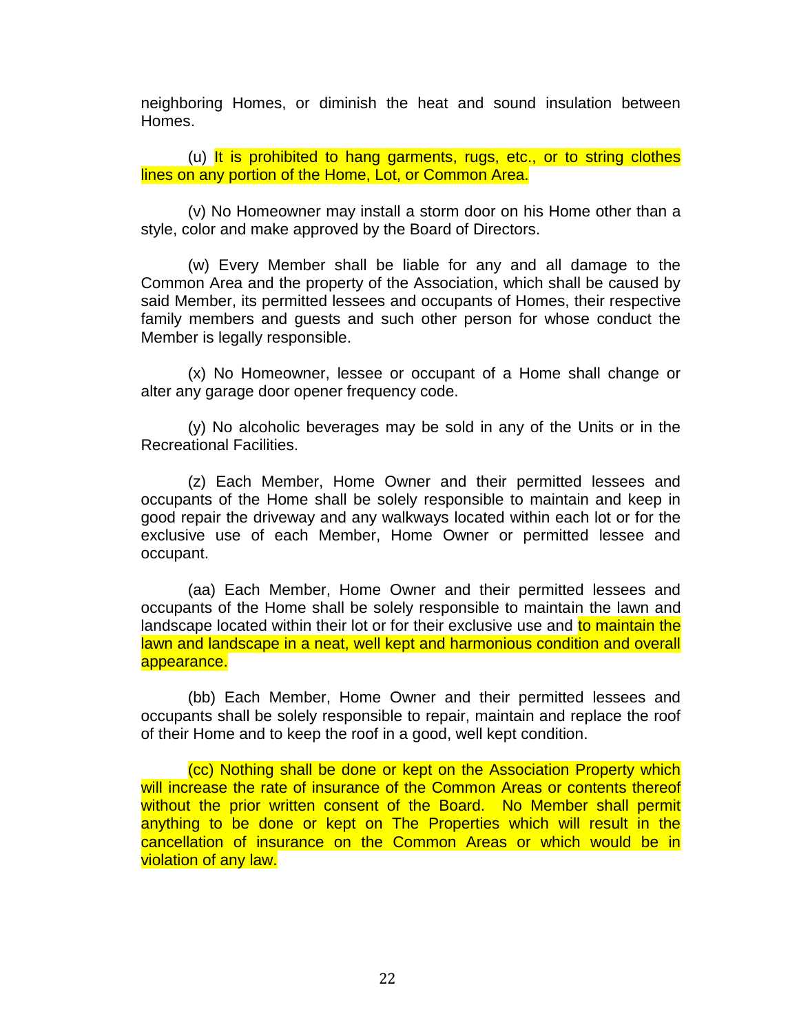neighboring Homes, or diminish the heat and sound insulation between Homes.

(u) It is prohibited to hang garments, rugs, etc., or to string clothes lines on any portion of the Home, Lot, or Common Area.

(v) No Homeowner may install a storm door on his Home other than a style, color and make approved by the Board of Directors.

(w) Every Member shall be liable for any and all damage to the Common Area and the property of the Association, which shall be caused by said Member, its permitted lessees and occupants of Homes, their respective family members and guests and such other person for whose conduct the Member is legally responsible.

(x) No Homeowner, lessee or occupant of a Home shall change or alter any garage door opener frequency code.

(y) No alcoholic beverages may be sold in any of the Units or in the Recreational Facilities.

(z) Each Member, Home Owner and their permitted lessees and occupants of the Home shall be solely responsible to maintain and keep in good repair the driveway and any walkways located within each lot or for the exclusive use of each Member, Home Owner or permitted lessee and occupant.

(aa) Each Member, Home Owner and their permitted lessees and occupants of the Home shall be solely responsible to maintain the lawn and landscape located within their lot or for their exclusive use and to maintain the lawn and landscape in a neat, well kept and harmonious condition and overall appearance.

(bb) Each Member, Home Owner and their permitted lessees and occupants shall be solely responsible to repair, maintain and replace the roof of their Home and to keep the roof in a good, well kept condition.

(cc) Nothing shall be done or kept on the Association Property which will increase the rate of insurance of the Common Areas or contents thereof without the prior written consent of the Board. No Member shall permit anything to be done or kept on The Properties which will result in the cancellation of insurance on the Common Areas or which would be in violation of any law.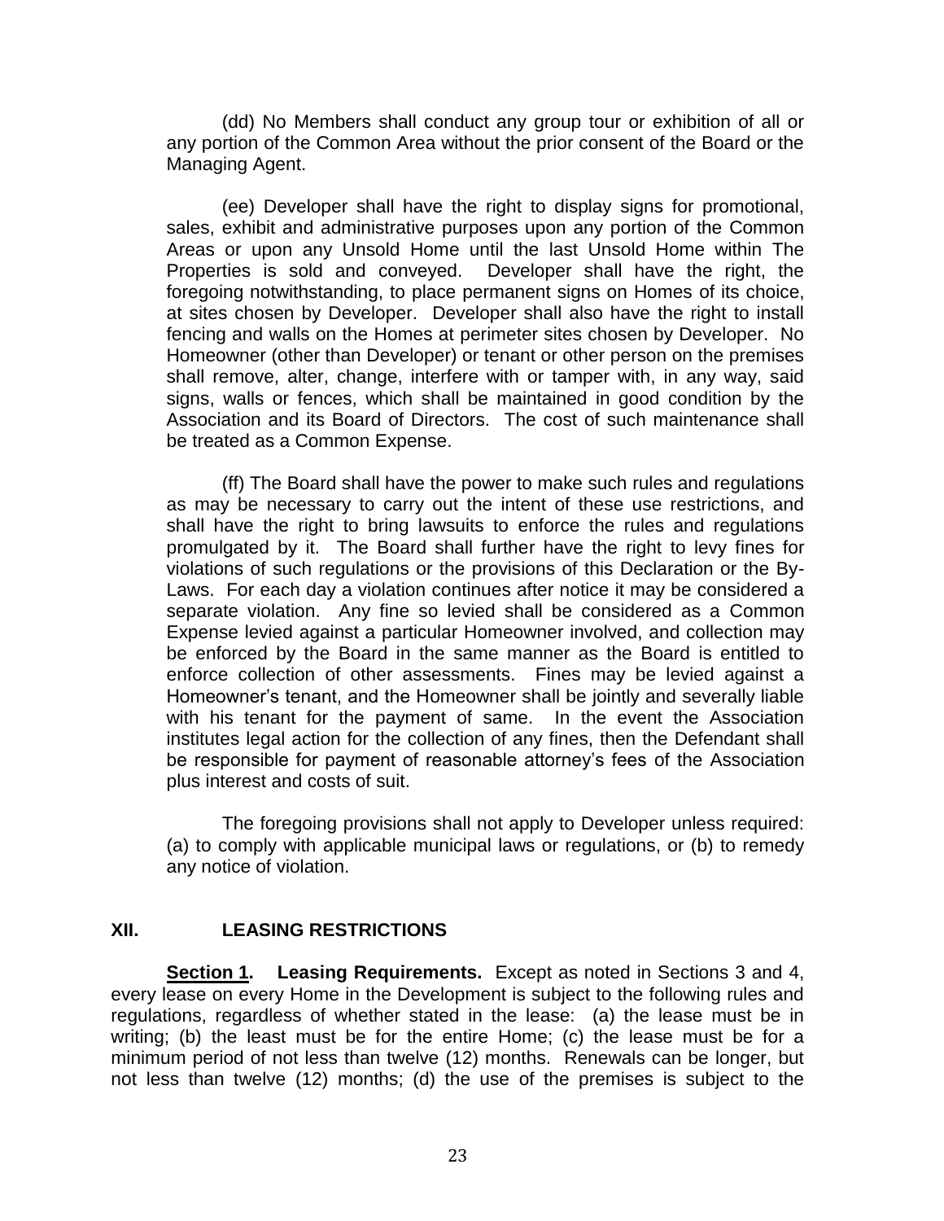(dd) No Members shall conduct any group tour or exhibition of all or any portion of the Common Area without the prior consent of the Board or the Managing Agent.

(ee) Developer shall have the right to display signs for promotional, sales, exhibit and administrative purposes upon any portion of the Common Areas or upon any Unsold Home until the last Unsold Home within The Properties is sold and conveyed. Developer shall have the right, the foregoing notwithstanding, to place permanent signs on Homes of its choice, at sites chosen by Developer. Developer shall also have the right to install fencing and walls on the Homes at perimeter sites chosen by Developer. No Homeowner (other than Developer) or tenant or other person on the premises shall remove, alter, change, interfere with or tamper with, in any way, said signs, walls or fences, which shall be maintained in good condition by the Association and its Board of Directors. The cost of such maintenance shall be treated as a Common Expense.

(ff) The Board shall have the power to make such rules and regulations as may be necessary to carry out the intent of these use restrictions, and shall have the right to bring lawsuits to enforce the rules and regulations promulgated by it. The Board shall further have the right to levy fines for violations of such regulations or the provisions of this Declaration or the By-Laws. For each day a violation continues after notice it may be considered a separate violation. Any fine so levied shall be considered as a Common Expense levied against a particular Homeowner involved, and collection may be enforced by the Board in the same manner as the Board is entitled to enforce collection of other assessments. Fines may be levied against a Homeowner's tenant, and the Homeowner shall be jointly and severally liable with his tenant for the payment of same. In the event the Association institutes legal action for the collection of any fines, then the Defendant shall be responsible for payment of reasonable attorney's fees of the Association plus interest and costs of suit.

The foregoing provisions shall not apply to Developer unless required: (a) to comply with applicable municipal laws or regulations, or (b) to remedy any notice of violation.

## XII. LEASING RESTRICTIONS

**<u>Section 1</u>. Leasing Requirements.** Except as noted in Sections 3 and 4, every lease on every Home in the Development is subject to the following rules and regulations, regardless of whether stated in the lease: (a) the lease must be in writing; (b) the least must be for the entire Home; (c) the lease must be for a minimum period of not less than twelve (12) months. Renewals can be longer, but not less than twelve (12) months; (d) the use of the premises is subject to the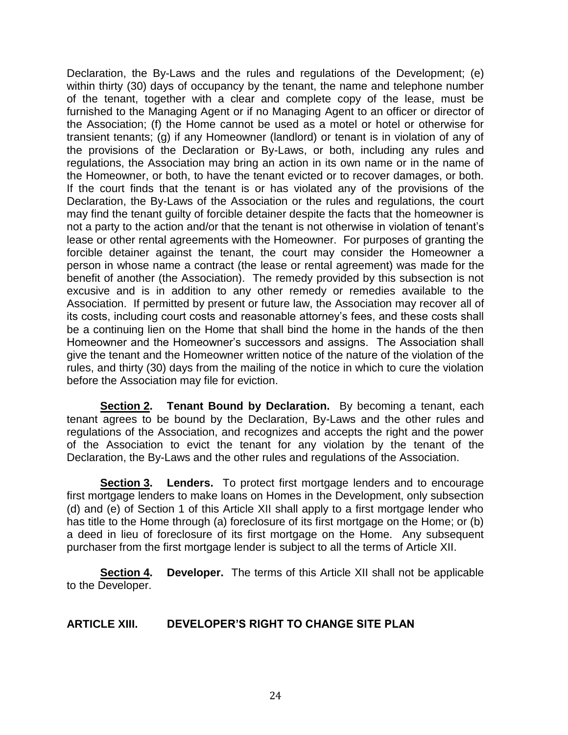Declaration, the By-Laws and the rules and regulations of the Development; (e) within thirty (30) days of occupancy by the tenant, the name and telephone number of the tenant, together with a clear and complete copy of the lease, must be furnished to the Managing Agent or if no Managing Agent to an officer or director of the Association; (f) the Home cannot be used as a motel or hotel or otherwise for transient tenants; (g) if any Homeowner (landlord) or tenant is in violation of any of the provisions of the Declaration or By-Laws, or both, including any rules and regulations, the Association may bring an action in its own name or in the name of the Homeowner, or both, to have the tenant evicted or to recover damages, or both. If the court finds that the tenant is or has violated any of the provisions of the Declaration, the By-Laws of the Association or the rules and regulations, the court may find the tenant guilty of forcible detainer despite the facts that the homeowner is not a party to the action and/or that the tenant is not otherwise in violation of tenant's lease or other rental agreements with the Homeowner. For purposes of granting the forcible detainer against the tenant, the court may consider the Homeowner a person in whose name a contract (the lease or rental agreement) was made for the benefit of another (the Association). The remedy provided by this subsection is not excusive and is in addition to any other remedy or remedies available to the Association. If permitted by present or future law, the Association may recover all of its costs, including court costs and reasonable attorney's fees, and these costs shall be a continuing lien on the Home that shall bind the home in the hands of the then Homeowner and the Homeowner's successors and assigns. The Association shall give the tenant and the Homeowner written notice of the nature of the violation of the rules, and thirty (30) days from the mailing of the notice in which to cure the violation before the Association may file for eviction.

**Section 2. Tenant Bound by Declaration.** By becoming a tenant, each tenant agrees to be bound by the Declaration, By-Laws and the other rules and regulations of the Association, and recognizes and accepts the right and the power of the Association to evict the tenant for any violation by the tenant of the Declaration, the By-Laws and the other rules and regulations of the Association.

**Section 3. Lenders.** To protect first mortgage lenders and to encourage first mortgage lenders to make loans on Homes in the Development, only subsection (d) and (e) of Section 1 of this Article XII shall apply to a first mortgage lender who has title to the Home through (a) foreclosure of its first mortgage on the Home; or (b) a deed in lieu of foreclosure of its first mortgage on the Home. Any subsequent purchaser from the first mortgage lender is subject to all the terms of Article XII.

**Section 4. Developer.** The terms of this Article XII shall not be applicable to the Developer.

## ARTICLE XIII. DEVELOPER'S RIGHT TO CHANGE SITE PLAN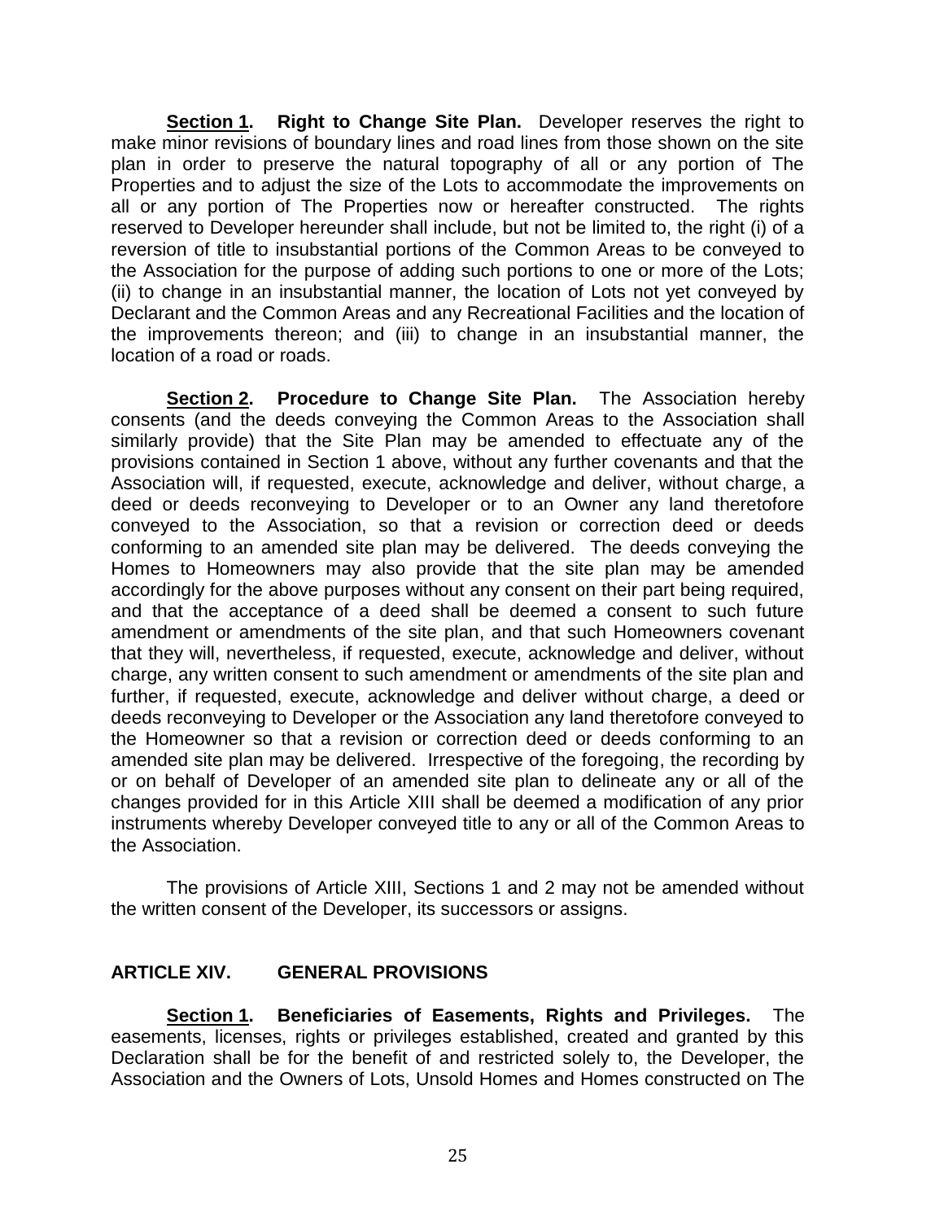**<u>Section 1</u>. Right to Change Site Plan.** Developer reserves the right to make minor revisions of boundary lines and road lines from those shown on the site plan in order to preserve the natural topography of all or any portion of The Properties and to adjust the size of the Lots to accommodate the improvements on all or any portion of The Properties now or hereafter constructed. The rights reserved to Developer hereunder shall include, but not be limited to, the right (i) of a reversion of title to insubstantial portions of the Common Areas to be conveyed to the Association for the purpose of adding such portions to one or more of the Lots; (ii) to change in an insubstantial manner, the location of Lots not yet conveyed by Declarant and the Common Areas and any Recreational Facilities and the location of the improvements thereon; and (iii) to change in an insubstantial manner, the location of a road or roads.

**<u>Section 2</u>. Procedure to Change Site Plan.** The Association hereby consents (and the deeds conveying the Common Areas to the Association shall similarly provide) that the Site Plan may be amended to effectuate any of the provisions contained in Section 1 above, without any further covenants and that the Association will, if requested, execute, acknowledge and deliver, without charge, a deed or deeds reconveying to Developer or to an Owner any land theretofore conveyed to the Association, so that a revision or correction deed or deeds conforming to an amended site plan may be delivered. The deeds conveying the Homes to Homeowners may also provide that the site plan may be amended accordingly for the above purposes without any consent on their part being required, and that the acceptance of a deed shall be deemed a consent to such future amendment or amendments of the site plan, and that such Homeowners covenant that they will, nevertheless, if requested, execute, acknowledge and deliver, without charge, any written consent to such amendment or amendments of the site plan and further, if requested, execute, acknowledge and deliver without charge, a deed or deeds reconveying to Developer or the Association any land theretofore conveyed to the Homeowner so that a revision or correction deed or deeds conforming to an amended site plan may be delivered. Irrespective of the foregoing, the recording by or on behalf of Developer of an amended site plan to delineate any or all of the changes provided for in this Article XIII shall be deemed a modification of any prior instruments whereby Developer conveyed title to any or all of the Common Areas to the Association.

The provisions of Article XIII, Sections 1 and 2 may not be amended without the written consent of the Developer, its successors or assigns.

## ARTICLE XIV. GENERAL PROVISIONS

**<u>Section 1</u>. Beneficiaries of Easements, Rights and Privileges.** The easements, licenses, rights or privileges established, created and granted by this Declaration shall be for the benefit of and restricted solely to, the Developer, the Association and the Owners of Lots, Unsold Homes and Homes constructed on The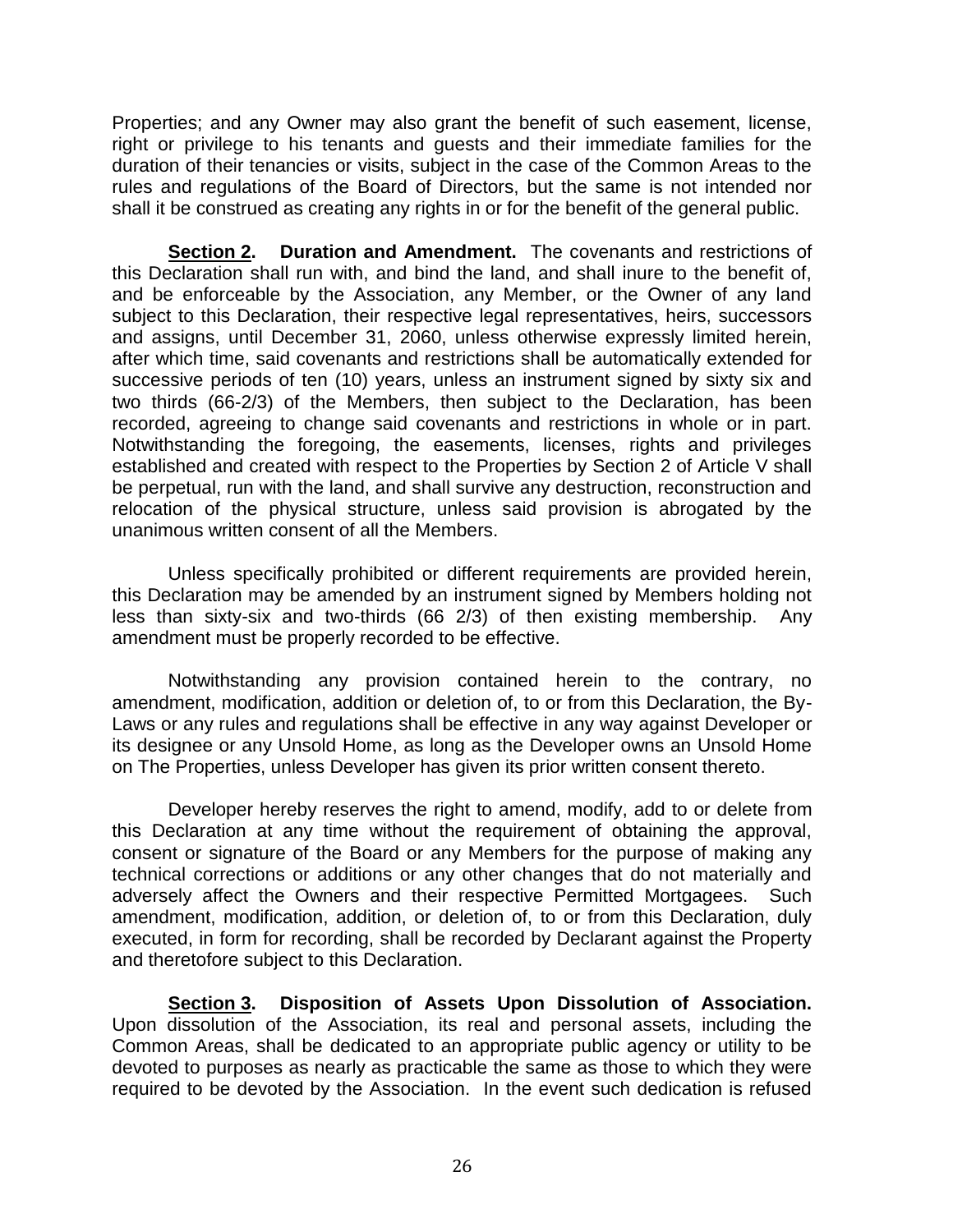Properties; and any Owner may also grant the benefit of such easement, license, right or privilege to his tenants and guests and their immediate families for the duration of their tenancies or visits, subject in the case of the Common Areas to the rules and regulations of the Board of Directors, but the same is not intended nor shall it be construed as creating any rights in or for the benefit of the general public.

**Section 2. Duration and Amendment.** The covenants and restrictions of this Declaration shall run with, and bind the land, and shall inure to the benefit of, and be enforceable by the Association, any Member, or the Owner of any land subject to this Declaration, their respective legal representatives, heirs, successors and assigns, until December 31, 2060, unless otherwise expressly limited herein, after which time, said covenants and restrictions shall be automatically extended for successive periods of ten (10) years, unless an instrument signed by sixty six and two thirds (66-2/3) of the Members, then subject to the Declaration, has been recorded, agreeing to change said covenants and restrictions in whole or in part. Notwithstanding the foregoing, the easements, licenses, rights and privileges established and created with respect to the Properties by Section 2 of Article V shall be perpetual, run with the land, and shall survive any destruction, reconstruction and relocation of the physical structure, unless said provision is abrogated by the unanimous written consent of all the Members.

Unless specifically prohibited or different requirements are provided herein, this Declaration may be amended by an instrument signed by Members holding not less than sixty-six and two-thirds (66 2/3) of then existing membership. Any amendment must be properly recorded to be effective.

Notwithstanding any provision contained herein to the contrary, no amendment, modification, addition or deletion of, to or from this Declaration, the By-Laws or any rules and regulations shall be effective in any way against Developer or its designee or any Unsold Home, as long as the Developer owns an Unsold Home on The Properties, unless Developer has given its prior written consent thereto.

Developer hereby reserves the right to amend, modify, add to or delete from this Declaration at any time without the requirement of obtaining the approval, consent or signature of the Board or any Members for the purpose of making any technical corrections or additions or any other changes that do not materially and adversely affect the Owners and their respective Permitted Mortgagees. Such amendment, modification, addition, or deletion of, to or from this Declaration, duly executed, in form for recording, shall be recorded by Declarant against the Property and theretofore subject to this Declaration.

**Section 3. Disposition of Assets Upon Dissolution of Association.** Upon dissolution of the Association, its real and personal assets, including the Common Areas, shall be dedicated to an appropriate public agency or utility to be devoted to purposes as nearly as practicable the same as those to which they were required to be devoted by the Association. In the event such dedication is refused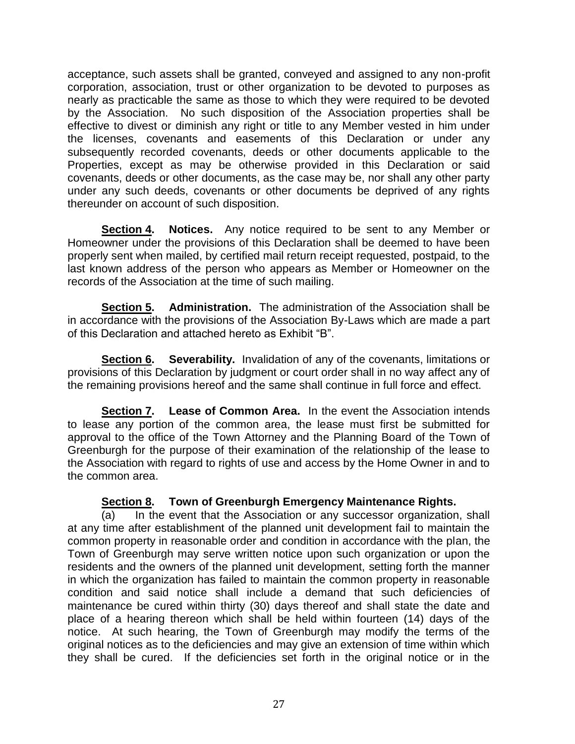acceptance, such assets shall be granted, conveyed and assigned to any non-profit corporation, association, trust or other organization to be devoted to purposes as nearly as practicable the same as those to which they were required to be devoted by the Association. No such disposition of the Association properties shall be effective to divest or diminish any right or title to any Member vested in him under the licenses, covenants and easements of this Declaration or under any subsequently recorded covenants, deeds or other documents applicable to the Properties, except as may be otherwise provided in this Declaration or said covenants, deeds or other documents, as the case may be, nor shall any other party under any such deeds, covenants or other documents be deprived of any rights thereunder on account of such disposition.

**Section 4. Notices.** Any notice required to be sent to any Member or Homeowner under the provisions of this Declaration shall be deemed to have been properly sent when mailed, by certified mail return receipt requested, postpaid, to the last known address of the person who appears as Member or Homeowner on the records of the Association at the time of such mailing.

**Section 5. Administration.** The administration of the Association shall be in accordance with the provisions of the Association By-Laws which are made a part of this Declaration and attached hereto as Exhibit "B".

**Section 6. Severability.** Invalidation of any of the covenants, limitations or provisions of this Declaration by judgment or court order shall in no way affect any of the remaining provisions hereof and the same shall continue in full force and effect.

**Section 7. Lease of Common Area.** In the event the Association intends to lease any portion of the common area, the lease must first be submitted for approval to the office of the Town Attorney and the Planning Board of the Town of Greenburgh for the purpose of their examination of the relationship of the lease to the Association with regard to rights of use and access by the Home Owner in and to the common area.

**Section 8. Town of Greenburgh Emergency Maintenance Rights.**

(a) In the event that the Association or any successor organization, shall at any time after establishment of the planned unit development fail to maintain the common property in reasonable order and condition in accordance with the plan, the Town of Greenburgh may serve written notice upon such organization or upon the residents and the owners of the planned unit development, setting forth the manner in which the organization has failed to maintain the common property in reasonable condition and said notice shall include a demand that such deficiencies of maintenance be cured within thirty (30) days thereof and shall state the date and place of a hearing thereon which shall be held within fourteen (14) days of the notice. At such hearing, the Town of Greenburgh may modify the terms of the original notices as to the deficiencies and may give an extension of time within which they shall be cured. If the deficiencies set forth in the original notice or in the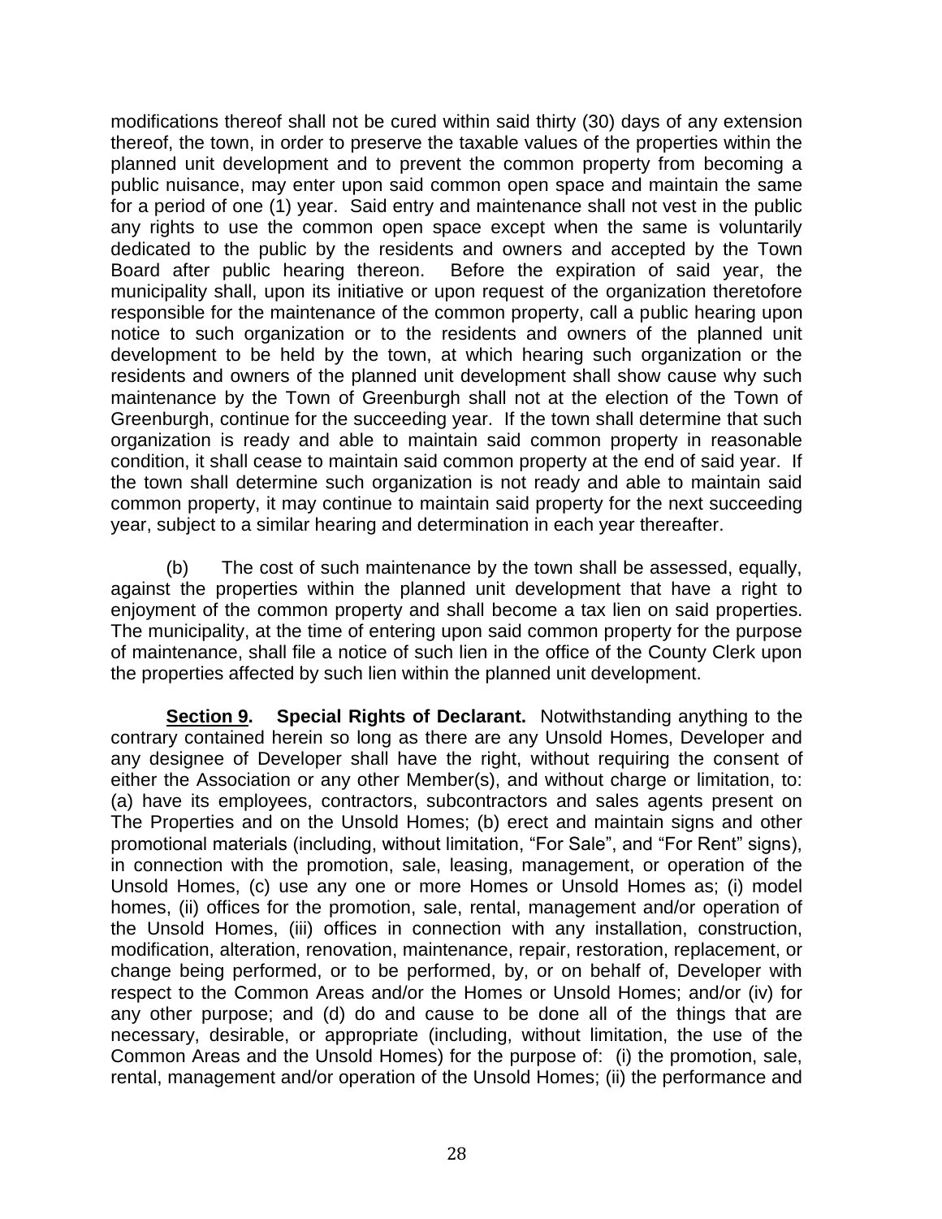modifications thereof shall not be cured within said thirty (30) days of any extension thereof, the town, in order to preserve the taxable values of the properties within the planned unit development and to prevent the common property from becoming a public nuisance, may enter upon said common open space and maintain the same for a period of one (1) year. Said entry and maintenance shall not vest in the public any rights to use the common open space except when the same is voluntarily dedicated to the public by the residents and owners and accepted by the Town Board after public hearing thereon. Before the expiration of said year, the municipality shall, upon its initiative or upon request of the organization theretofore responsible for the maintenance of the common property, call a public hearing upon notice to such organization or to the residents and owners of the planned unit development to be held by the town, at which hearing such organization or the residents and owners of the planned unit development shall show cause why such maintenance by the Town of Greenburgh shall not at the election of the Town of Greenburgh, continue for the succeeding year. If the town shall determine that such organization is ready and able to maintain said common property in reasonable condition, it shall cease to maintain said common property at the end of said year. If the town shall determine such organization is not ready and able to maintain said common property, it may continue to maintain said property for the next succeeding year, subject to a similar hearing and determination in each year thereafter.

(b) The cost of such maintenance by the town shall be assessed, equally, against the properties within the planned unit development that have a right to enjoyment of the common property and shall become a tax lien on said properties. The municipality, at the time of entering upon said common property for the purpose of maintenance, shall file a notice of such lien in the office of the County Clerk upon the properties affected by such lien within the planned unit development.

**Section 9. Special Rights of Declarant.** Notwithstanding anything to the contrary contained herein so long as there are any Unsold Homes, Developer and any designee of Developer shall have the right, without requiring the consent of either the Association or any other Member(s), and without charge or limitation, to: (a) have its employees, contractors, subcontractors and sales agents present on The Properties and on the Unsold Homes; (b) erect and maintain signs and other promotional materials (including, without limitation, "For Sale", and "For Rent" signs), in connection with the promotion, sale, leasing, management, or operation of the Unsold Homes, (c) use any one or more Homes or Unsold Homes as; (i) model homes, (ii) offices for the promotion, sale, rental, management and/or operation of the Unsold Homes, (iii) offices in connection with any installation, construction, modification, alteration, renovation, maintenance, repair, restoration, replacement, or change being performed, or to be performed, by, or on behalf of, Developer with respect to the Common Areas and/or the Homes or Unsold Homes; and/or (iv) for any other purpose; and (d) do and cause to be done all of the things that are necessary, desirable, or appropriate (including, without limitation, the use of the Common Areas and the Unsold Homes) for the purpose of: (i) the promotion, sale, rental, management and/or operation of the Unsold Homes; (ii) the performance and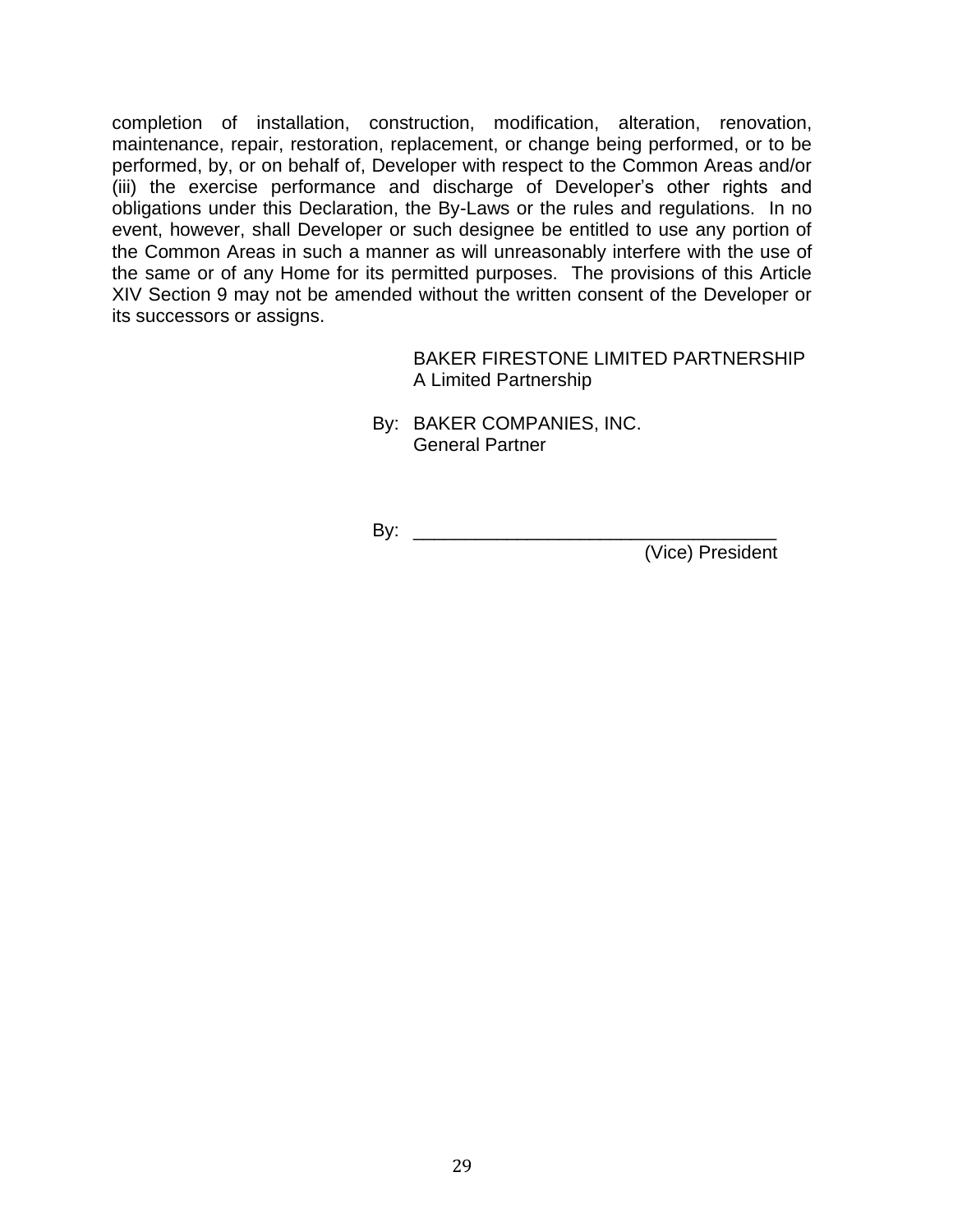completion of installation, construction, modification, alteration, renovation, maintenance, repair, restoration, replacement, or change being performed, or to be performed, by, or on behalf of, Developer with respect to the Common Areas and/or (iii) the exercise performance and discharge of Developer's other rights and obligations under this Declaration, the By-Laws or the rules and regulations. In no event, however, shall Developer or such designee be entitled to use any portion of the Common Areas in such a manner as will unreasonably interfere with the use of the same or of any Home for its permitted purposes. The provisions of this Article XIV Section 9 may not be amended without the written consent of the Developer or its successors or assigns.

BAKER FIRESTONE LIMITED PARTNERSHIP
A Limited Partnership

By: BAKER COMPANIES, INC.
General Partner

By: ___________________________________
(Vice) President